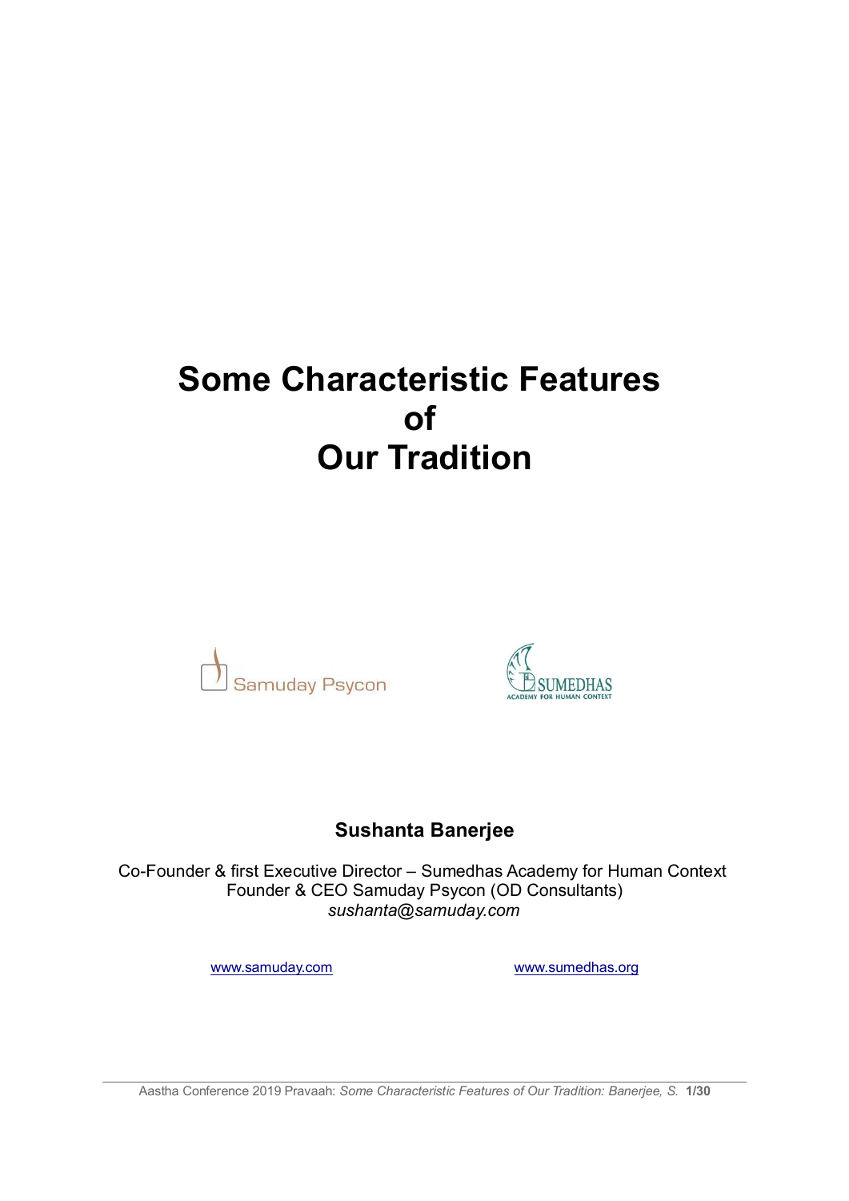# Some Characteristic Features of Our Tradition

Samuday Psycon

SUMEDHAS ACADEMY FOR HUMAN CONTEXT

**Sushanta Banerjee**

Co-Founder & first Executive Director – Sumedhas Academy for Human Context
Founder & CEO Samuday Psycon (OD Consultants)
*sushanta@samuday.com*

www.samuday.com www.sumedhas.org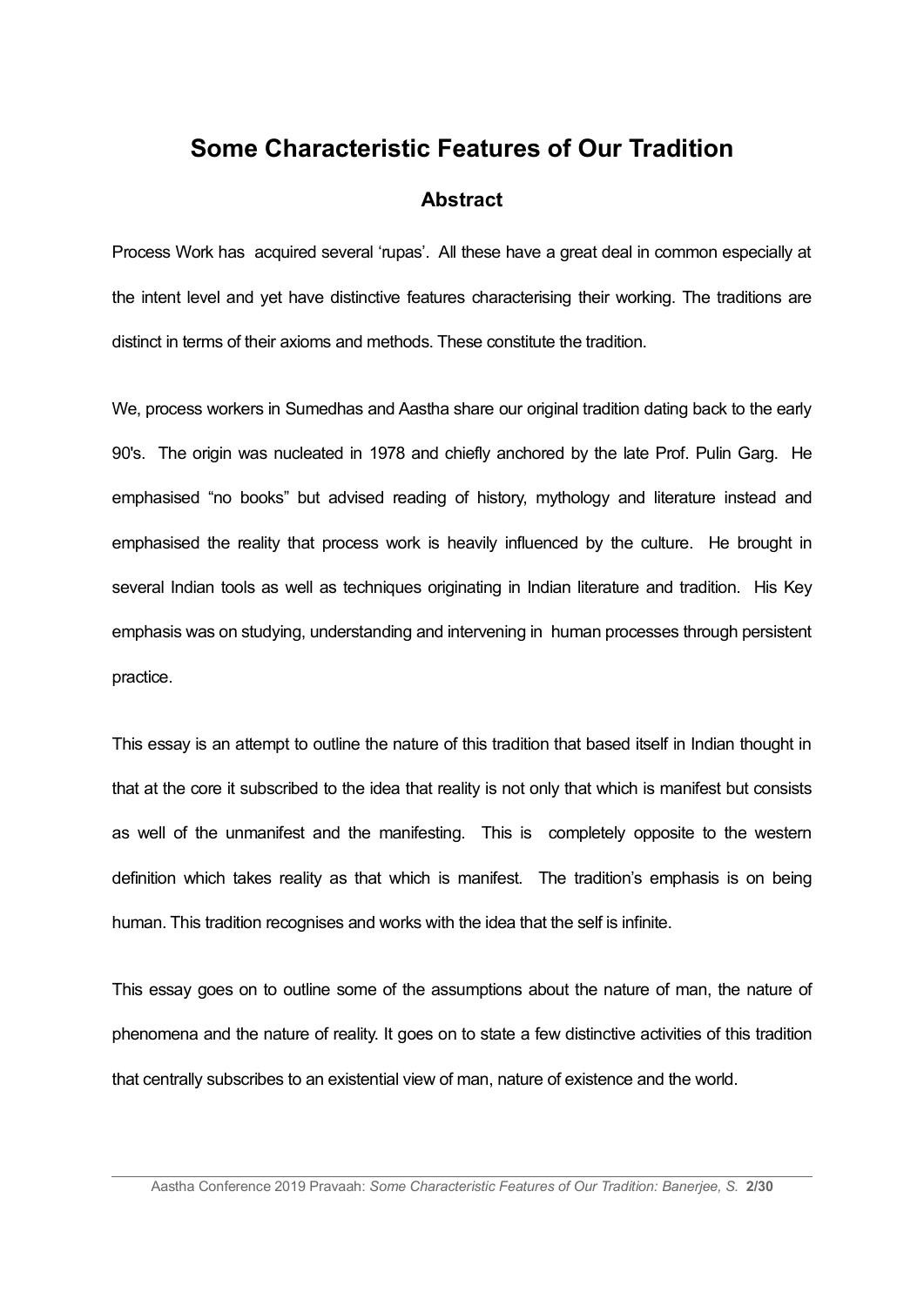# Some Characteristic Features of Our Tradition

## Abstract

Process Work has acquired several 'rupas'. All these have a great deal in common especially at the intent level and yet have distinctive features characterising their working. The traditions are distinct in terms of their axioms and methods. These constitute the tradition.

We, process workers in Sumedhas and Aastha share our original tradition dating back to the early 90's. The origin was nucleated in 1978 and chiefly anchored by the late Prof. Pulin Garg. He emphasised "no books" but advised reading of history, mythology and literature instead and emphasised the reality that process work is heavily influenced by the culture. He brought in several Indian tools as well as techniques originating in Indian literature and tradition. His Key emphasis was on studying, understanding and intervening in human processes through persistent practice.

This essay is an attempt to outline the nature of this tradition that based itself in Indian thought in that at the core it subscribed to the idea that reality is not only that which is manifest but consists as well of the unmanifest and the manifesting. This is completely opposite to the western definition which takes reality as that which is manifest. The tradition's emphasis is on being human. This tradition recognises and works with the idea that the self is infinite.

This essay goes on to outline some of the assumptions about the nature of man, the nature of phenomena and the nature of reality. It goes on to state a few distinctive activities of this tradition that centrally subscribes to an existential view of man, nature of existence and the world.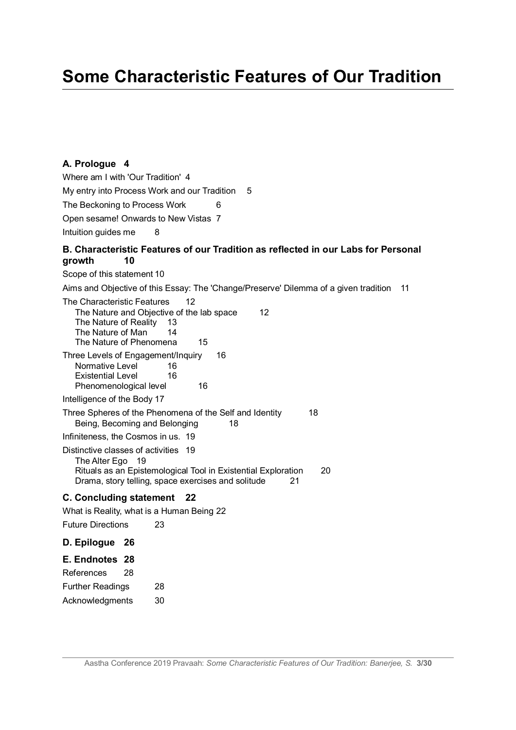# Some Characteristic Features of Our Tradition

**A. Prologue 4**

Where am I with 'Our Tradition' 4

My entry into Process Work and our Tradition 5

The Beckoning to Process Work 6

Open sesame! Onwards to New Vistas 7

Intuition guides me 8

**B. Characteristic Features of our Tradition as reflected in our Labs for Personal growth 10**

Scope of this statement 10

Aims and Objective of this Essay: The 'Change/Preserve' Dilemma of a given tradition 11

The Characteristic Features 12
- The Nature and Objective of the lab space 12
- The Nature of Reality 13
- The Nature of Man 14
- The Nature of Phenomena 15

Three Levels of Engagement/Inquiry 16
- Normative Level 16
- Existential Level 16
- Phenomenological level 16

Intelligence of the Body 17

Three Spheres of the Phenomena of the Self and Identity 18
- Being, Becoming and Belonging 18

Infiniteness, the Cosmos in us. 19

Distinctive classes of activities 19
- The Alter Ego 19
- Rituals as an Epistemological Tool in Existential Exploration 20
- Drama, story telling, space exercises and solitude 21

**C. Concluding statement 22**

What is Reality, what is a Human Being 22

Future Directions 23

**D. Epilogue 26**

**E. Endnotes 28**

References 28

Further Readings 28

Acknowledgments 30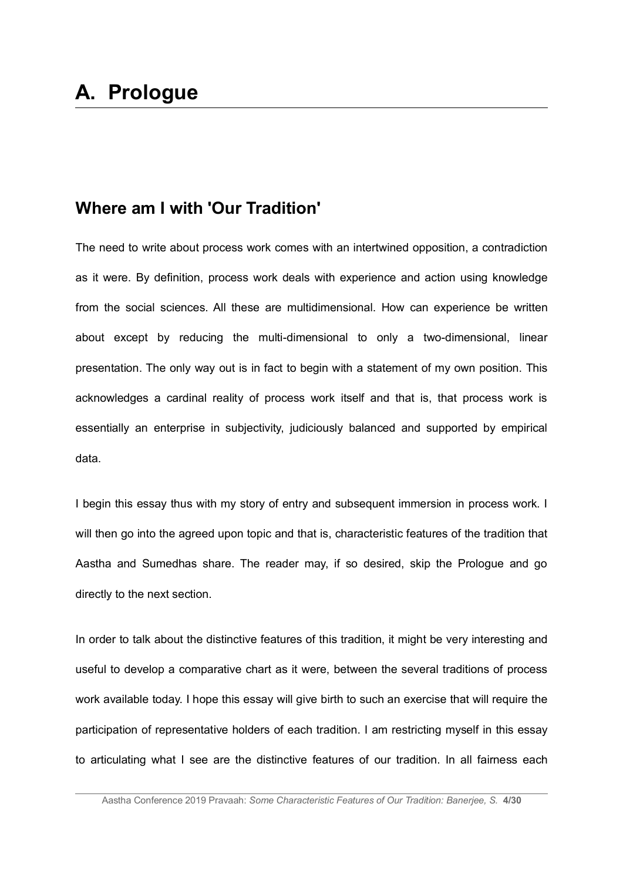# A. Prologue

## Where am I with 'Our Tradition'

The need to write about process work comes with an intertwined opposition, a contradiction as it were. By definition, process work deals with experience and action using knowledge from the social sciences. All these are multidimensional. How can experience be written about except by reducing the multi-dimensional to only a two-dimensional, linear presentation. The only way out is in fact to begin with a statement of my own position. This acknowledges a cardinal reality of process work itself and that is, that process work is essentially an enterprise in subjectivity, judiciously balanced and supported by empirical data.

I begin this essay thus with my story of entry and subsequent immersion in process work. I will then go into the agreed upon topic and that is, characteristic features of the tradition that Aastha and Sumedhas share. The reader may, if so desired, skip the Prologue and go directly to the next section.

In order to talk about the distinctive features of this tradition, it might be very interesting and useful to develop a comparative chart as it were, between the several traditions of process work available today. I hope this essay will give birth to such an exercise that will require the participation of representative holders of each tradition. I am restricting myself in this essay to articulating what I see are the distinctive features of our tradition. In all fairness each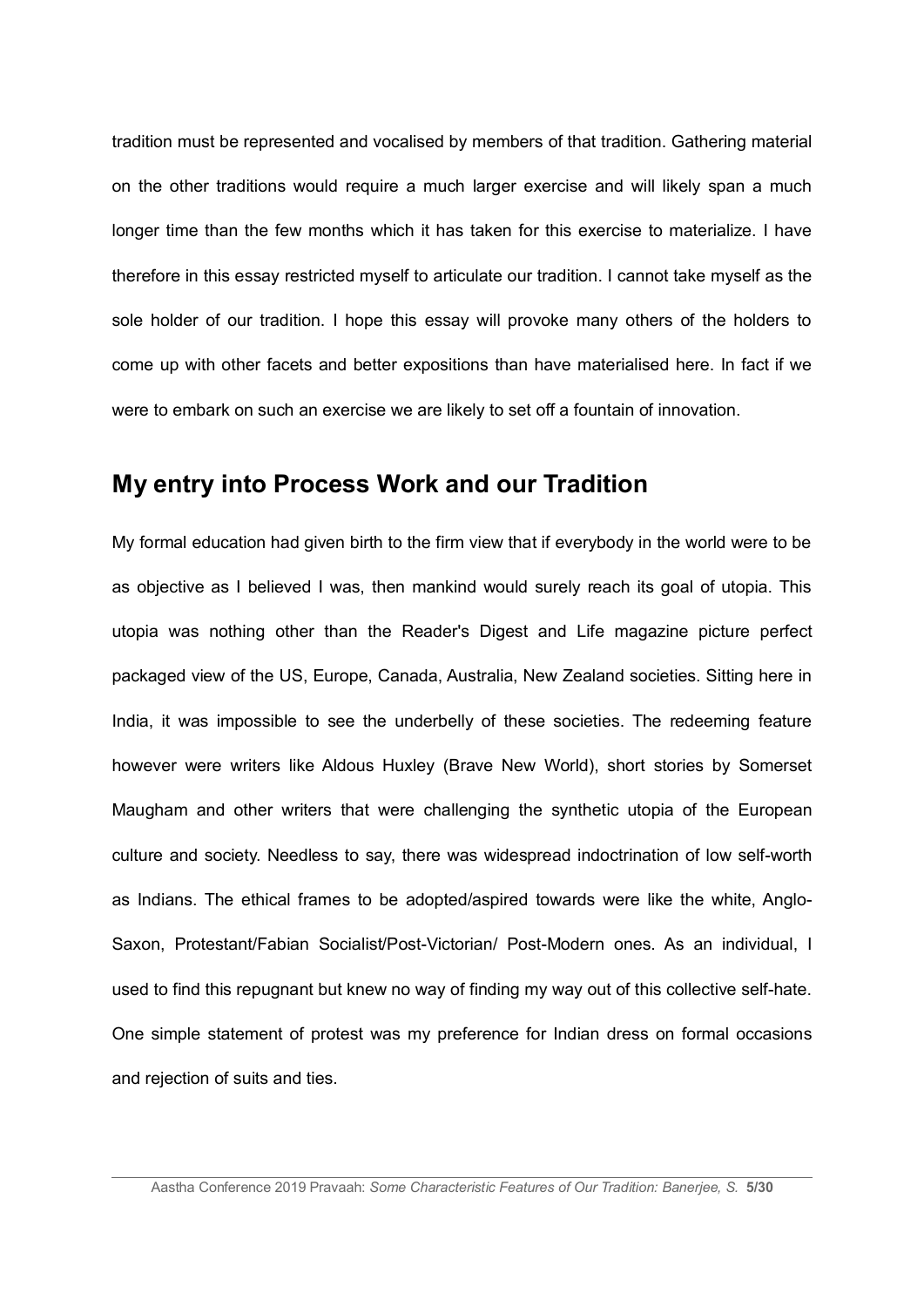tradition must be represented and vocalised by members of that tradition. Gathering material on the other traditions would require a much larger exercise and will likely span a much longer time than the few months which it has taken for this exercise to materialize. I have therefore in this essay restricted myself to articulate our tradition. I cannot take myself as the sole holder of our tradition. I hope this essay will provoke many others of the holders to come up with other facets and better expositions than have materialised here. In fact if we were to embark on such an exercise we are likely to set off a fountain of innovation.

## My entry into Process Work and our Tradition

My formal education had given birth to the firm view that if everybody in the world were to be as objective as I believed I was, then mankind would surely reach its goal of utopia. This utopia was nothing other than the Reader's Digest and Life magazine picture perfect packaged view of the US, Europe, Canada, Australia, New Zealand societies. Sitting here in India, it was impossible to see the underbelly of these societies. The redeeming feature however were writers like Aldous Huxley (Brave New World), short stories by Somerset Maugham and other writers that were challenging the synthetic utopia of the European culture and society. Needless to say, there was widespread indoctrination of low self-worth as Indians. The ethical frames to be adopted/aspired towards were like the white, Anglo-Saxon, Protestant/Fabian Socialist/Post-Victorian/ Post-Modern ones. As an individual, I used to find this repugnant but knew no way of finding my way out of this collective self-hate. One simple statement of protest was my preference for Indian dress on formal occasions and rejection of suits and ties.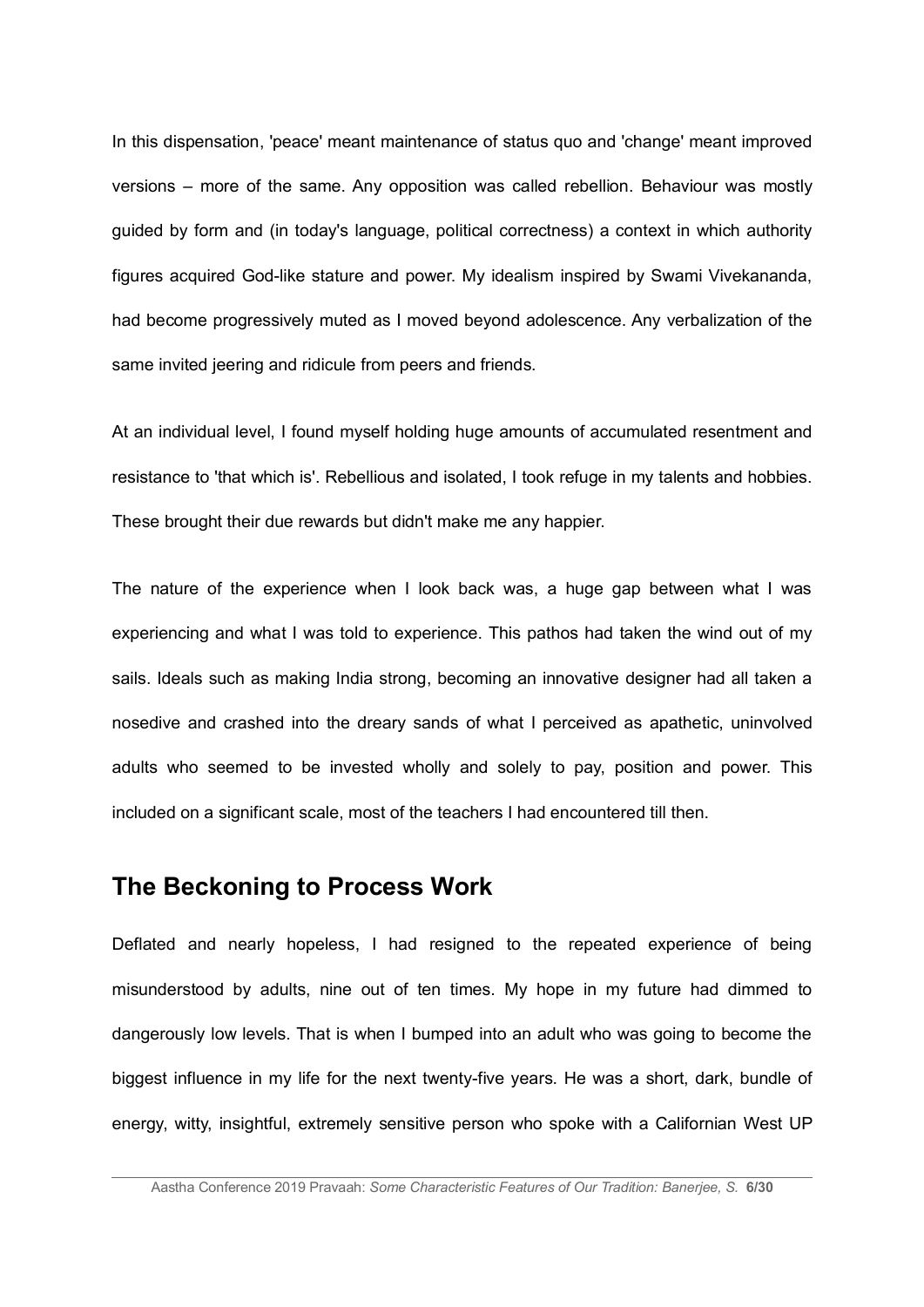In this dispensation, 'peace' meant maintenance of status quo and 'change' meant improved versions – more of the same. Any opposition was called rebellion. Behaviour was mostly guided by form and (in today's language, political correctness) a context in which authority figures acquired God-like stature and power. My idealism inspired by Swami Vivekananda, had become progressively muted as I moved beyond adolescence. Any verbalization of the same invited jeering and ridicule from peers and friends.

At an individual level, I found myself holding huge amounts of accumulated resentment and resistance to 'that which is'. Rebellious and isolated, I took refuge in my talents and hobbies. These brought their due rewards but didn't make me any happier.

The nature of the experience when I look back was, a huge gap between what I was experiencing and what I was told to experience. This pathos had taken the wind out of my sails. Ideals such as making India strong, becoming an innovative designer had all taken a nosedive and crashed into the dreary sands of what I perceived as apathetic, uninvolved adults who seemed to be invested wholly and solely to pay, position and power. This included on a significant scale, most of the teachers I had encountered till then.

## The Beckoning to Process Work

Deflated and nearly hopeless, I had resigned to the repeated experience of being misunderstood by adults, nine out of ten times. My hope in my future had dimmed to dangerously low levels. That is when I bumped into an adult who was going to become the biggest influence in my life for the next twenty-five years. He was a short, dark, bundle of energy, witty, insightful, extremely sensitive person who spoke with a Californian West UP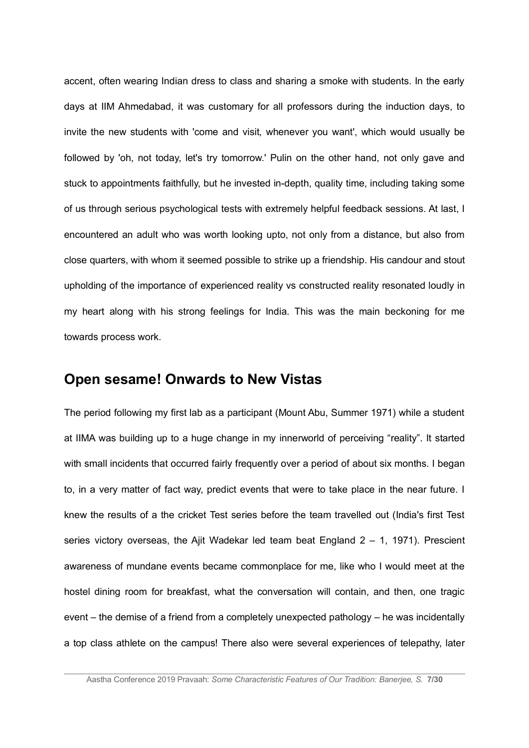accent, often wearing Indian dress to class and sharing a smoke with students. In the early days at IIM Ahmedabad, it was customary for all professors during the induction days, to invite the new students with 'come and visit, whenever you want', which would usually be followed by 'oh, not today, let's try tomorrow.' Pulin on the other hand, not only gave and stuck to appointments faithfully, but he invested in-depth, quality time, including taking some of us through serious psychological tests with extremely helpful feedback sessions. At last, I encountered an adult who was worth looking upto, not only from a distance, but also from close quarters, with whom it seemed possible to strike up a friendship. His candour and stout upholding of the importance of experienced reality vs constructed reality resonated loudly in my heart along with his strong feelings for India. This was the main beckoning for me towards process work.

## Open sesame! Onwards to New Vistas

The period following my first lab as a participant (Mount Abu, Summer 1971) while a student at IIMA was building up to a huge change in my innerworld of perceiving "reality". It started with small incidents that occurred fairly frequently over a period of about six months. I began to, in a very matter of fact way, predict events that were to take place in the near future. I knew the results of a the cricket Test series before the team travelled out (India's first Test series victory overseas, the Ajit Wadekar led team beat England 2 – 1, 1971). Prescient awareness of mundane events became commonplace for me, like who I would meet at the hostel dining room for breakfast, what the conversation will contain, and then, one tragic event – the demise of a friend from a completely unexpected pathology – he was incidentally a top class athlete on the campus! There also were several experiences of telepathy, later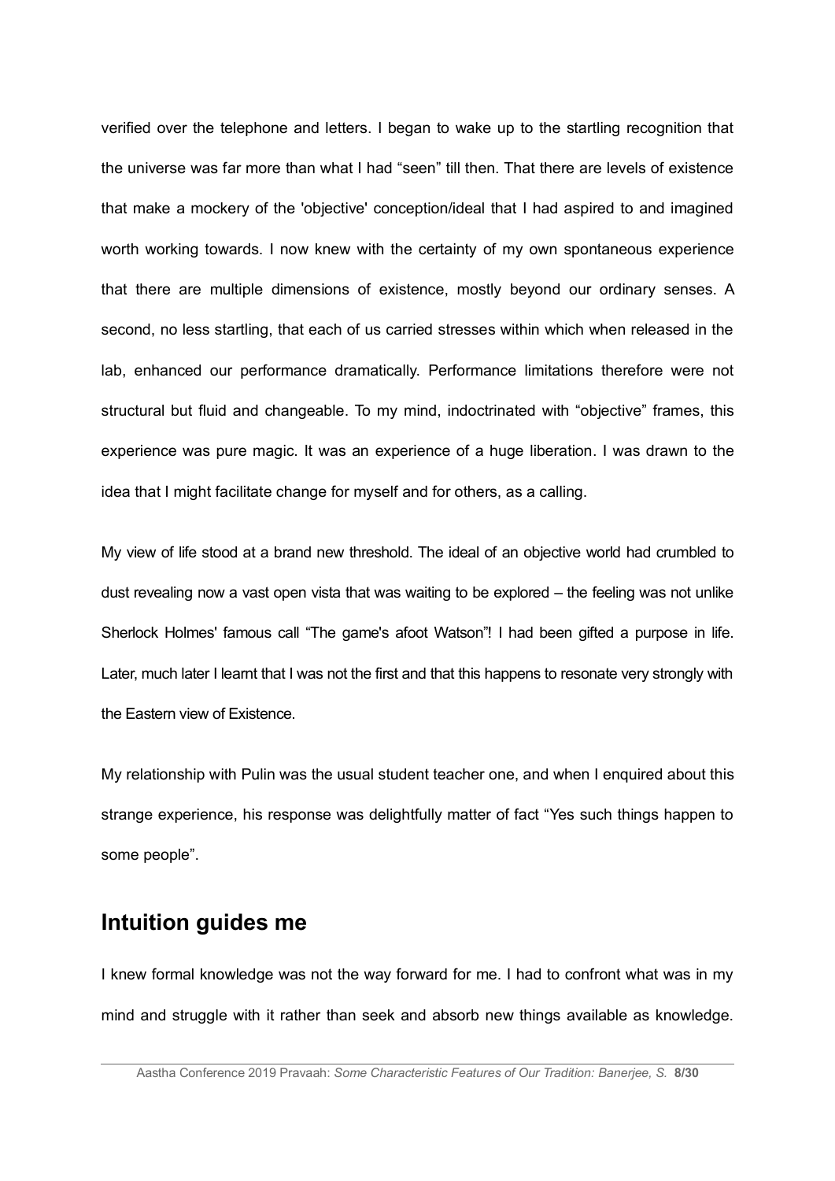verified over the telephone and letters. I began to wake up to the startling recognition that the universe was far more than what I had "seen" till then. That there are levels of existence that make a mockery of the 'objective' conception/ideal that I had aspired to and imagined worth working towards. I now knew with the certainty of my own spontaneous experience that there are multiple dimensions of existence, mostly beyond our ordinary senses. A second, no less startling, that each of us carried stresses within which when released in the lab, enhanced our performance dramatically. Performance limitations therefore were not structural but fluid and changeable. To my mind, indoctrinated with "objective" frames, this experience was pure magic. It was an experience of a huge liberation. I was drawn to the idea that I might facilitate change for myself and for others, as a calling.

My view of life stood at a brand new threshold. The ideal of an objective world had crumbled to dust revealing now a vast open vista that was waiting to be explored – the feeling was not unlike Sherlock Holmes' famous call "The game's afoot Watson"! I had been gifted a purpose in life. Later, much later I learnt that I was not the first and that this happens to resonate very strongly with the Eastern view of Existence.

My relationship with Pulin was the usual student teacher one, and when I enquired about this strange experience, his response was delightfully matter of fact "Yes such things happen to some people".

## Intuition guides me

I knew formal knowledge was not the way forward for me. I had to confront what was in my mind and struggle with it rather than seek and absorb new things available as knowledge.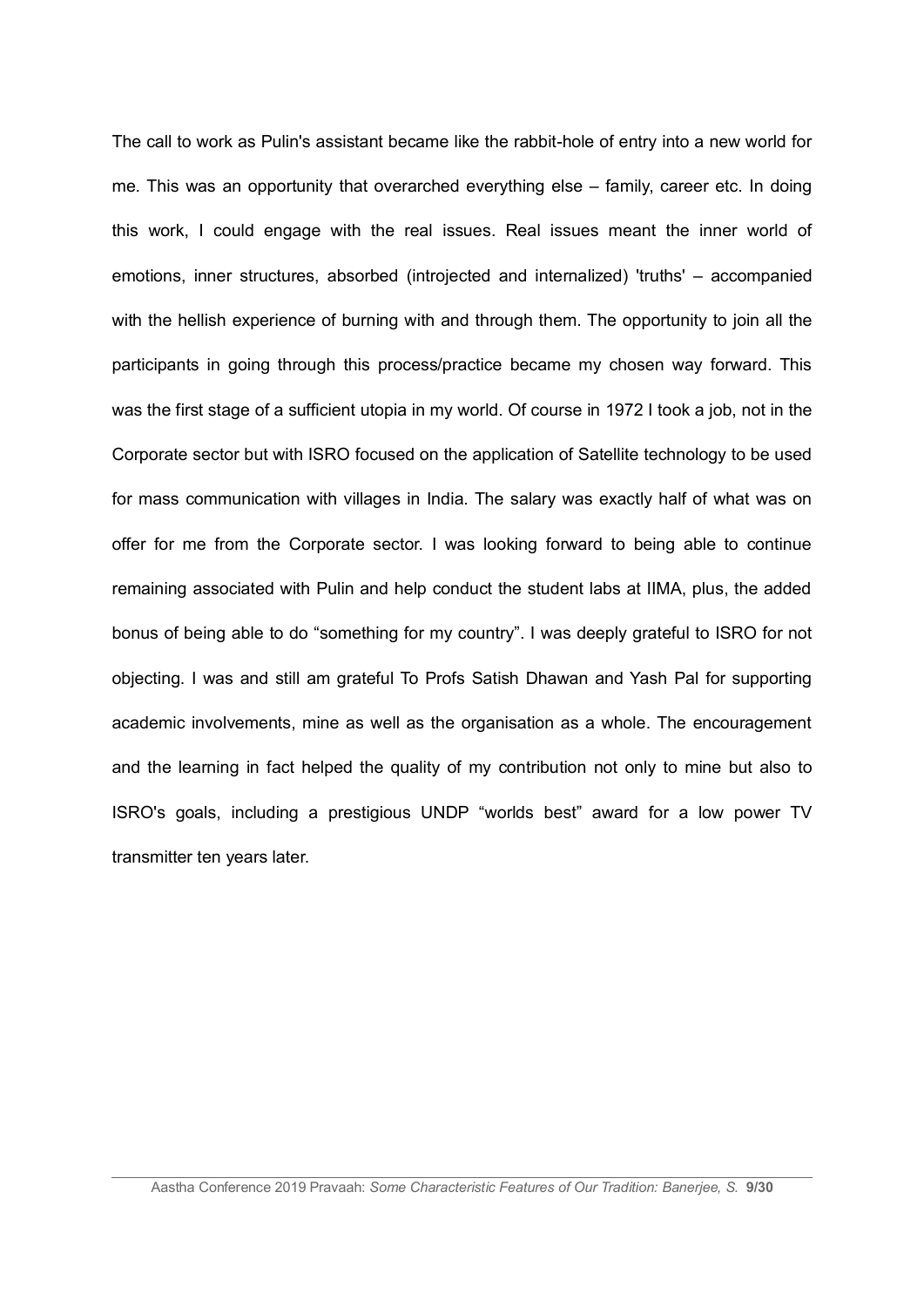The call to work as Pulin's assistant became like the rabbit-hole of entry into a new world for me. This was an opportunity that overarched everything else – family, career etc. In doing this work, I could engage with the real issues. Real issues meant the inner world of emotions, inner structures, absorbed (introjected and internalized) 'truths' – accompanied with the hellish experience of burning with and through them. The opportunity to join all the participants in going through this process/practice became my chosen way forward. This was the first stage of a sufficient utopia in my world. Of course in 1972 I took a job, not in the Corporate sector but with ISRO focused on the application of Satellite technology to be used for mass communication with villages in India. The salary was exactly half of what was on offer for me from the Corporate sector. I was looking forward to being able to continue remaining associated with Pulin and help conduct the student labs at IIMA, plus, the added bonus of being able to do "something for my country". I was deeply grateful to ISRO for not objecting. I was and still am grateful To Profs Satish Dhawan and Yash Pal for supporting academic involvements, mine as well as the organisation as a whole. The encouragement and the learning in fact helped the quality of my contribution not only to mine but also to ISRO's goals, including a prestigious UNDP "worlds best" award for a low power TV transmitter ten years later.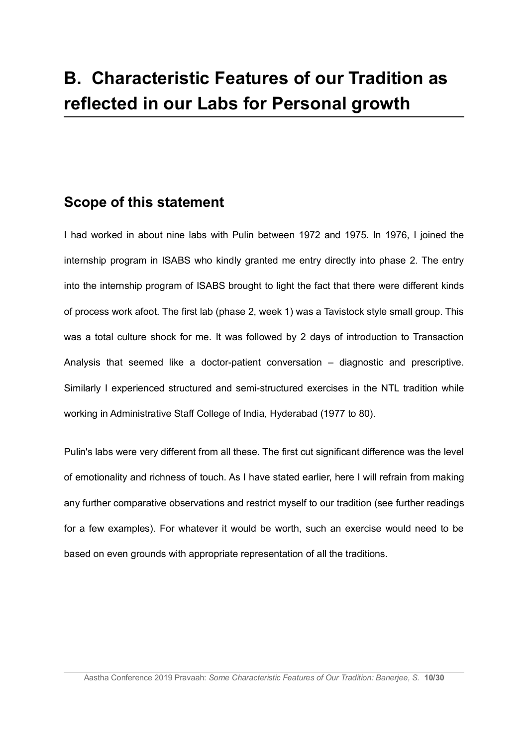# B. Characteristic Features of our Tradition as reflected in our Labs for Personal growth

## Scope of this statement

I had worked in about nine labs with Pulin between 1972 and 1975. In 1976, I joined the internship program in ISABS who kindly granted me entry directly into phase 2. The entry into the internship program of ISABS brought to light the fact that there were different kinds of process work afoot. The first lab (phase 2, week 1) was a Tavistock style small group. This was a total culture shock for me. It was followed by 2 days of introduction to Transaction Analysis that seemed like a doctor-patient conversation – diagnostic and prescriptive. Similarly I experienced structured and semi-structured exercises in the NTL tradition while working in Administrative Staff College of India, Hyderabad (1977 to 80).

Pulin's labs were very different from all these. The first cut significant difference was the level of emotionality and richness of touch. As I have stated earlier, here I will refrain from making any further comparative observations and restrict myself to our tradition (see further readings for a few examples). For whatever it would be worth, such an exercise would need to be based on even grounds with appropriate representation of all the traditions.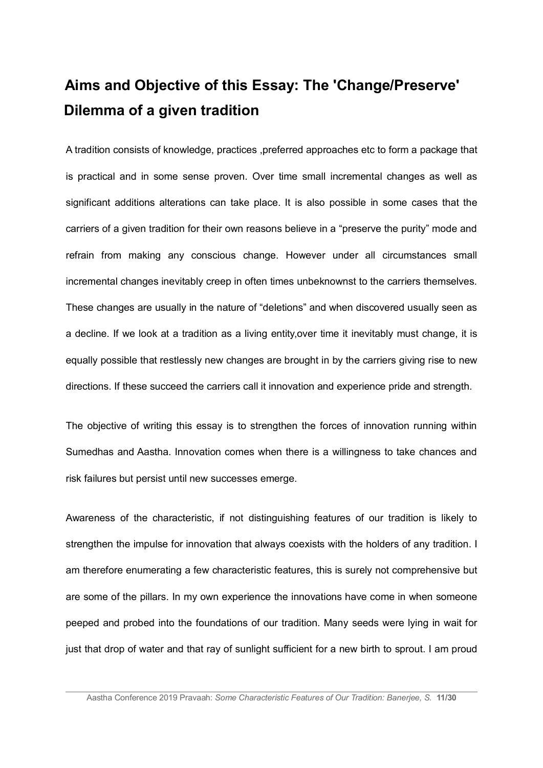## Aims and Objective of this Essay: The 'Change/Preserve' Dilemma of a given tradition

A tradition consists of knowledge, practices ,preferred approaches etc to form a package that is practical and in some sense proven. Over time small incremental changes as well as significant additions alterations can take place. It is also possible in some cases that the carriers of a given tradition for their own reasons believe in a "preserve the purity" mode and refrain from making any conscious change. However under all circumstances small incremental changes inevitably creep in often times unbeknownst to the carriers themselves. These changes are usually in the nature of "deletions" and when discovered usually seen as a decline. If we look at a tradition as a living entity,over time it inevitably must change, it is equally possible that restlessly new changes are brought in by the carriers giving rise to new directions. If these succeed the carriers call it innovation and experience pride and strength.

The objective of writing this essay is to strengthen the forces of innovation running within Sumedhas and Aastha. Innovation comes when there is a willingness to take chances and risk failures but persist until new successes emerge.

Awareness of the characteristic, if not distinguishing features of our tradition is likely to strengthen the impulse for innovation that always coexists with the holders of any tradition. I am therefore enumerating a few characteristic features, this is surely not comprehensive but are some of the pillars. In my own experience the innovations have come in when someone peeped and probed into the foundations of our tradition. Many seeds were lying in wait for just that drop of water and that ray of sunlight sufficient for a new birth to sprout. I am proud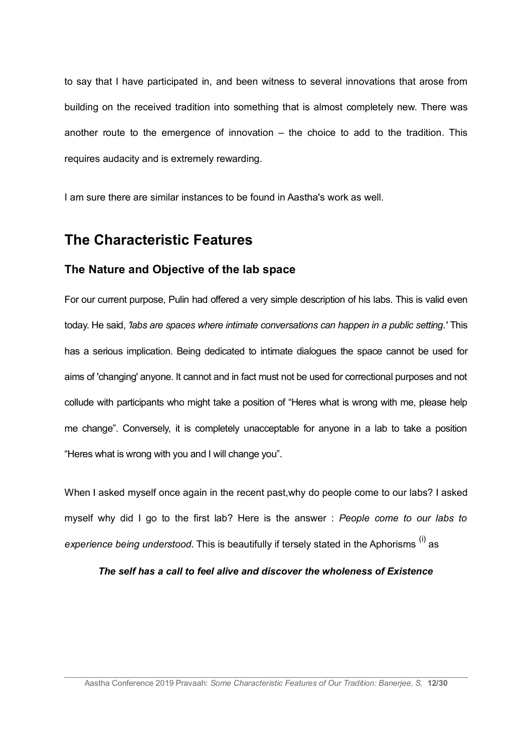to say that I have participated in, and been witness to several innovations that arose from building on the received tradition into something that is almost completely new. There was another route to the emergence of innovation – the choice to add to the tradition. This requires audacity and is extremely rewarding.

I am sure there are similar instances to be found in Aastha's work as well.

## The Characteristic Features

### The Nature and Objective of the lab space

For our current purpose, Pulin had offered a very simple description of his labs. This is valid even today. He said, *'labs are spaces where intimate conversations can happen in a public setting.'* This has a serious implication. Being dedicated to intimate dialogues the space cannot be used for aims of 'changing' anyone. It cannot and in fact must not be used for correctional purposes and not collude with participants who might take a position of "Heres what is wrong with me, please help me change". Conversely, it is completely unacceptable for anyone in a lab to take a position "Heres what is wrong with you and I will change you".

When I asked myself once again in the recent past,why do people come to our labs? I asked myself why did I go to the first lab? Here is the answer : *People come to our labs to experience being understood*. This is beautifully if tersely stated in the Aphorisms [(i)] as

***The self has a call to feel alive and discover the wholeness of Existence***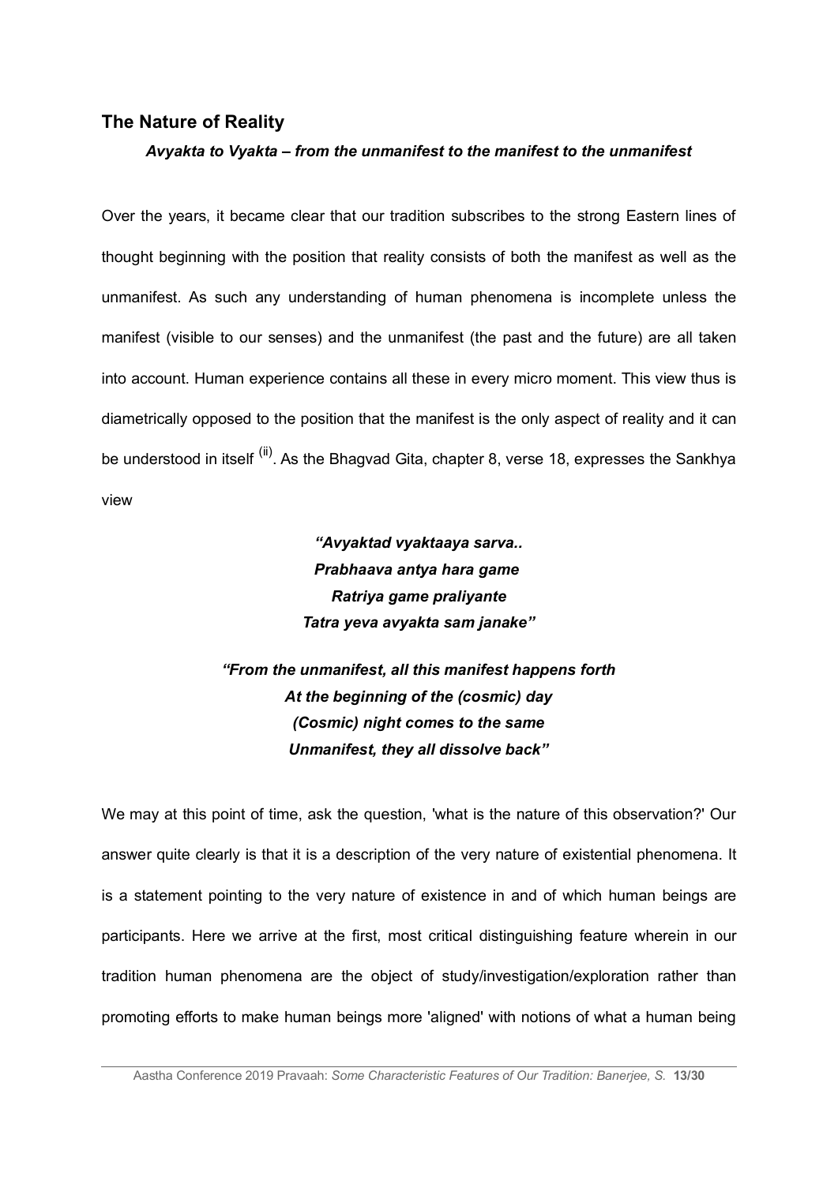## The Nature of Reality

### *Avyakta to Vyakta – from the unmanifest to the manifest to the unmanifest*

Over the years, it became clear that our tradition subscribes to the strong Eastern lines of thought beginning with the position that reality consists of both the manifest as well as the unmanifest. As such any understanding of human phenomena is incomplete unless the manifest (visible to our senses) and the unmanifest (the past and the future) are all taken into account. Human experience contains all these in every micro moment. This view thus is diametrically opposed to the position that the manifest is the only aspect of reality and it can be understood in itself [(ii)]. As the Bhagvad Gita, chapter 8, verse 18, expresses the Sankhya view

> ***"Avyaktad vyaktaaya sarva..***
> ***Prabhaava antya hara game***
> ***Ratriya game praliyante***
> ***Tatra yeva avyakta sam janake"***

> ***"From the unmanifest, all this manifest happens forth***
> ***At the beginning of the (cosmic) day***
> ***(Cosmic) night comes to the same***
> ***Unmanifest, they all dissolve back"***

We may at this point of time, ask the question, 'what is the nature of this observation?' Our answer quite clearly is that it is a description of the very nature of existential phenomena. It is a statement pointing to the very nature of existence in and of which human beings are participants. Here we arrive at the first, most critical distinguishing feature wherein in our tradition human phenomena are the object of study/investigation/exploration rather than promoting efforts to make human beings more 'aligned' with notions of what a human being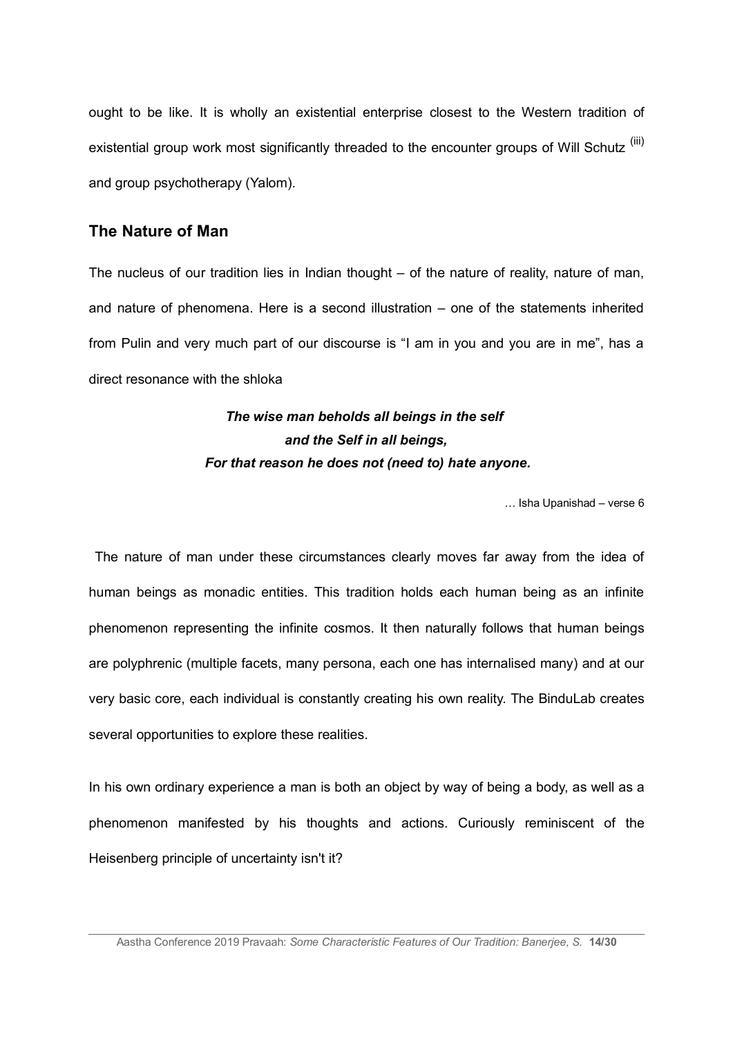ought to be like. It is wholly an existential enterprise closest to the Western tradition of existential group work most significantly threaded to the encounter groups of Will Schutz [(iii)] and group psychotherapy (Yalom).

## The Nature of Man

The nucleus of our tradition lies in Indian thought – of the nature of reality, nature of man, and nature of phenomena. Here is a second illustration – one of the statements inherited from Pulin and very much part of our discourse is "I am in you and you are in me", has a direct resonance with the shloka

> ***The wise man beholds all beings in the self***
> ***and the Self in all beings,***
> ***For that reason he does not (need to) hate anyone.***
>
> … Isha Upanishad – verse 6

The nature of man under these circumstances clearly moves far away from the idea of human beings as monadic entities. This tradition holds each human being as an infinite phenomenon representing the infinite cosmos. It then naturally follows that human beings are polyphrenic (multiple facets, many persona, each one has internalised many) and at our very basic core, each individual is constantly creating his own reality. The BinduLab creates several opportunities to explore these realities.

In his own ordinary experience a man is both an object by way of being a body, as well as a phenomenon manifested by his thoughts and actions. Curiously reminiscent of the Heisenberg principle of uncertainty isn't it?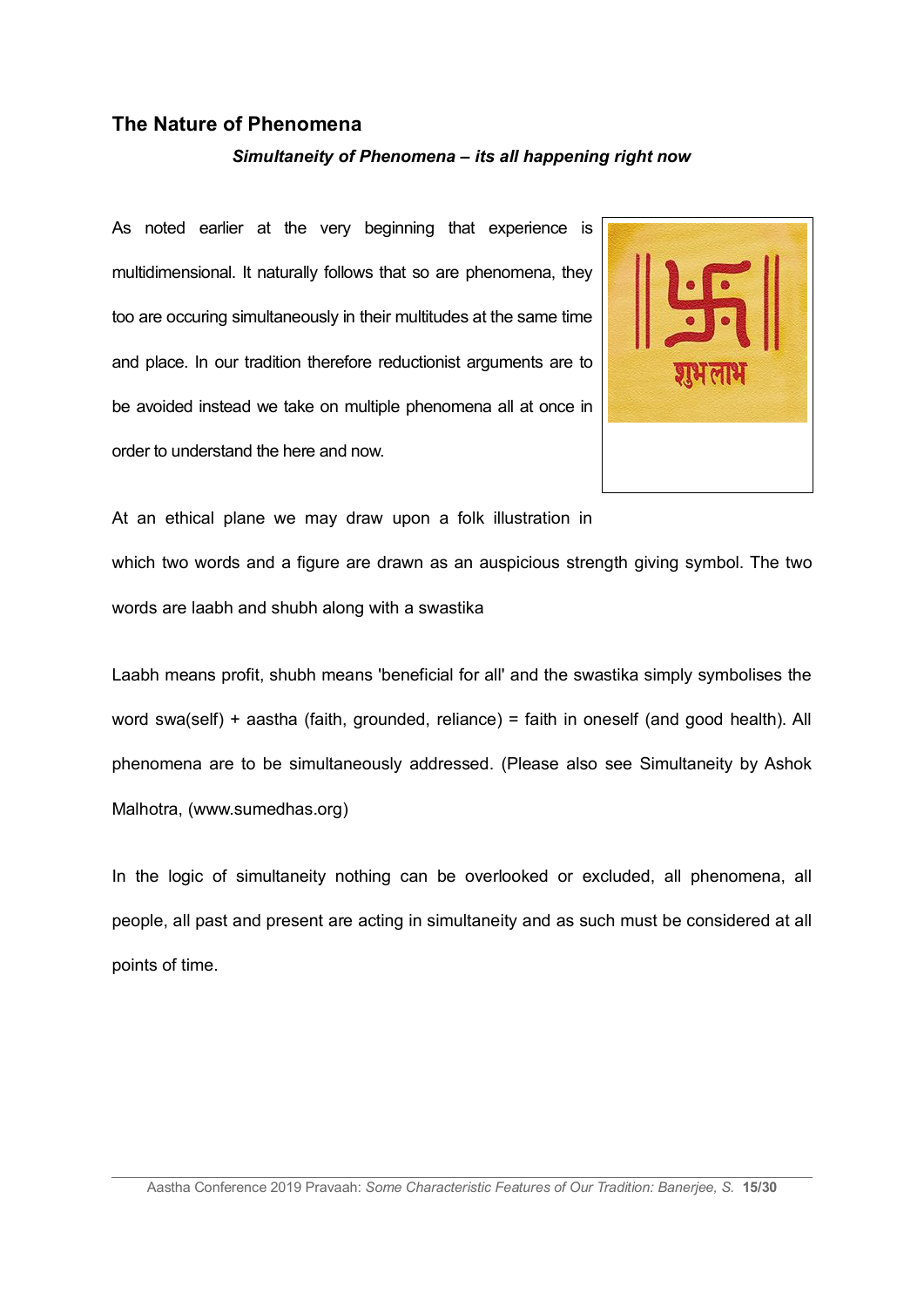## The Nature of Phenomena

***Simultaneity of Phenomena – its all happening right now***

As noted earlier at the very beginning that experience is multidimensional. It naturally follows that so are phenomena, they too are occuring simultaneously in their multitudes at the same time and place. In our tradition therefore reductionist arguments are to be avoided instead we take on multiple phenomena all at once in order to understand the here and now.

At an ethical plane we may draw upon a folk illustration in which two words and a figure are drawn as an auspicious strength giving symbol. The two words are laabh and shubh along with a swastika

Laabh means profit, shubh means 'beneficial for all' and the swastika simply symbolises the word swa(self) + aastha (faith, grounded, reliance) = faith in oneself (and good health). All phenomena are to be simultaneously addressed. (Please also see Simultaneity by Ashok Malhotra, (www.sumedhas.org)

In the logic of simultaneity nothing can be overlooked or excluded, all phenomena, all people, all past and present are acting in simultaneity and as such must be considered at all points of time.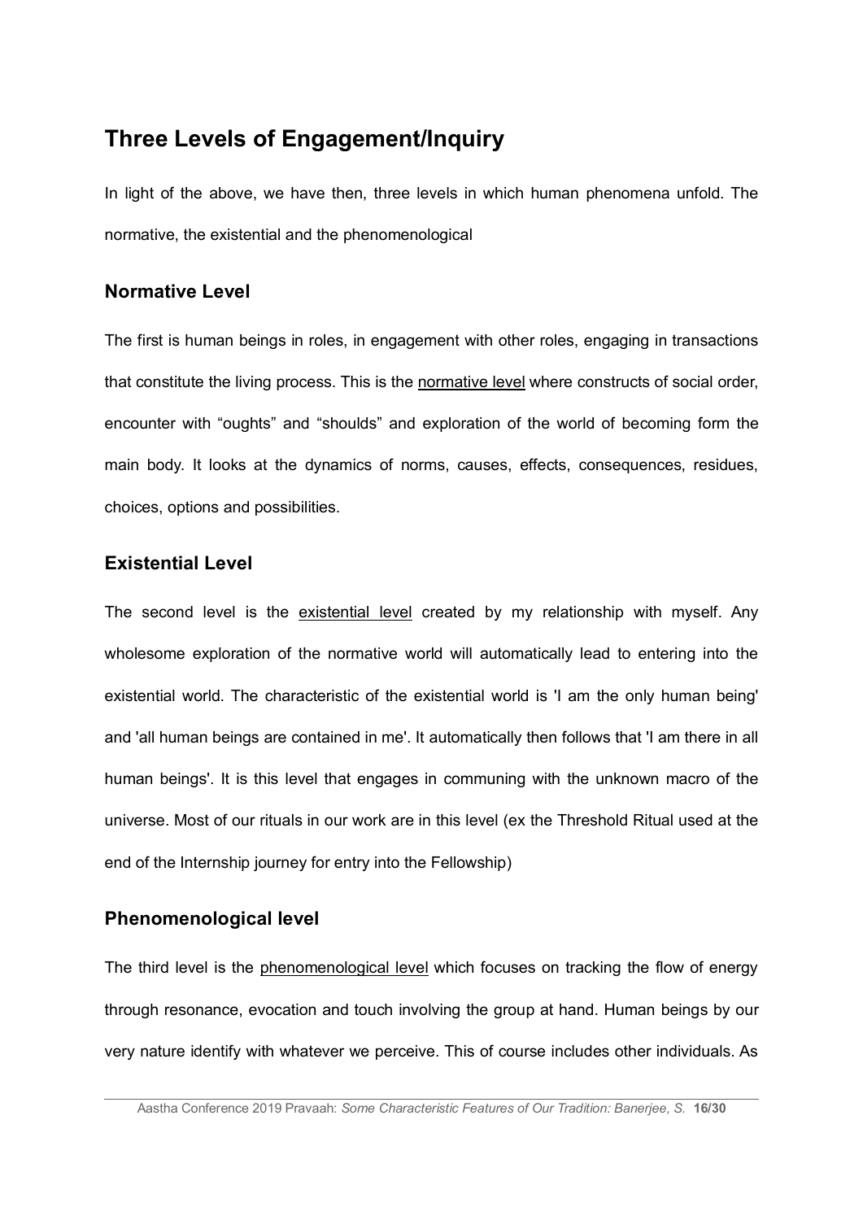## Three Levels of Engagement/Inquiry

In light of the above, we have then, three levels in which human phenomena unfold. The normative, the existential and the phenomenological

### Normative Level

The first is human beings in roles, in engagement with other roles, engaging in transactions that constitute the living process. This is the <u>normative level</u> where constructs of social order, encounter with "oughts" and "shoulds" and exploration of the world of becoming form the main body. It looks at the dynamics of norms, causes, effects, consequences, residues, choices, options and possibilities.

### Existential Level

The second level is the <u>existential level</u> created by my relationship with myself. Any wholesome exploration of the normative world will automatically lead to entering into the existential world. The characteristic of the existential world is 'I am the only human being' and 'all human beings are contained in me'. It automatically then follows that 'I am there in all human beings'. It is this level that engages in communing with the unknown macro of the universe. Most of our rituals in our work are in this level (ex the Threshold Ritual used at the end of the Internship journey for entry into the Fellowship)

### Phenomenological level

The third level is the <u>phenomenological level</u> which focuses on tracking the flow of energy through resonance, evocation and touch involving the group at hand. Human beings by our very nature identify with whatever we perceive. This of course includes other individuals. As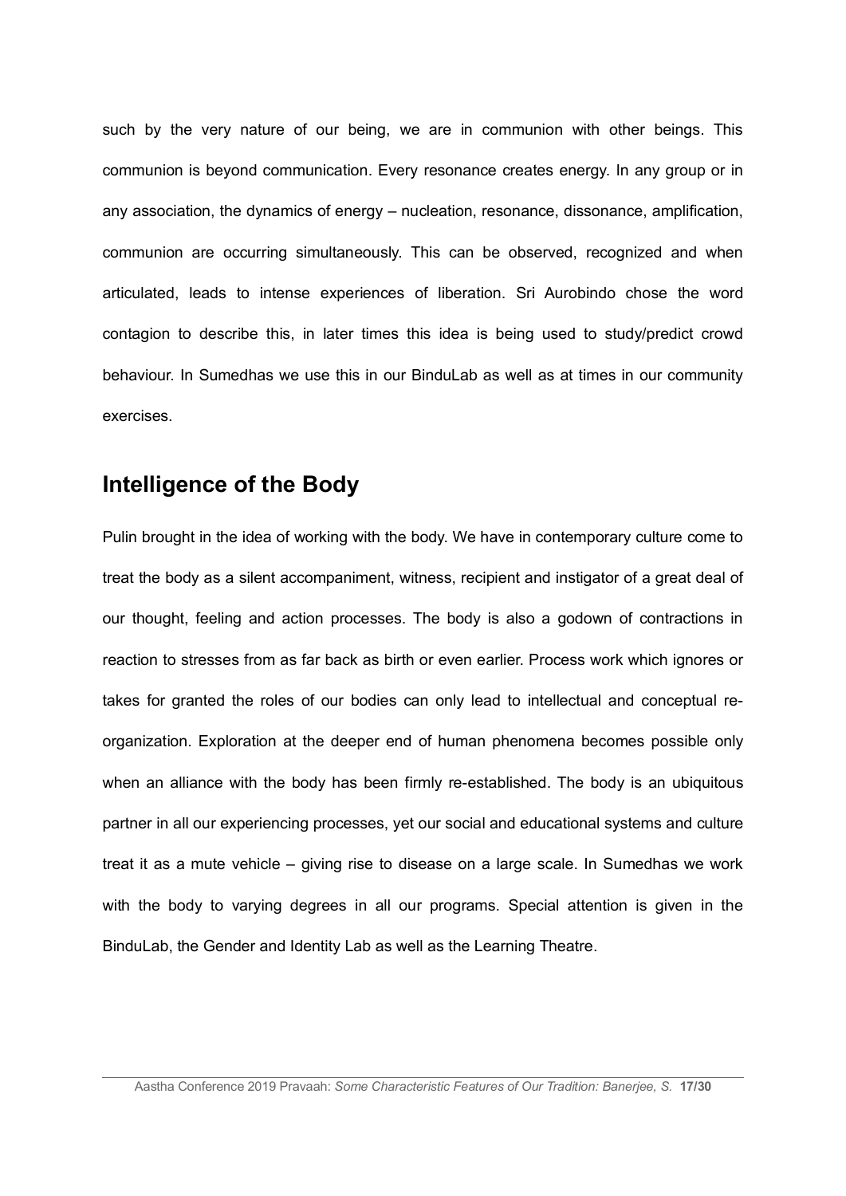such by the very nature of our being, we are in communion with other beings. This communion is beyond communication. Every resonance creates energy. In any group or in any association, the dynamics of energy – nucleation, resonance, dissonance, amplification, communion are occurring simultaneously. This can be observed, recognized and when articulated, leads to intense experiences of liberation. Sri Aurobindo chose the word contagion to describe this, in later times this idea is being used to study/predict crowd behaviour. In Sumedhas we use this in our BinduLab as well as at times in our community exercises.

## Intelligence of the Body

Pulin brought in the idea of working with the body. We have in contemporary culture come to treat the body as a silent accompaniment, witness, recipient and instigator of a great deal of our thought, feeling and action processes. The body is also a godown of contractions in reaction to stresses from as far back as birth or even earlier. Process work which ignores or takes for granted the roles of our bodies can only lead to intellectual and conceptual re-organization. Exploration at the deeper end of human phenomena becomes possible only when an alliance with the body has been firmly re-established. The body is an ubiquitous partner in all our experiencing processes, yet our social and educational systems and culture treat it as a mute vehicle – giving rise to disease on a large scale. In Sumedhas we work with the body to varying degrees in all our programs. Special attention is given in the BinduLab, the Gender and Identity Lab as well as the Learning Theatre.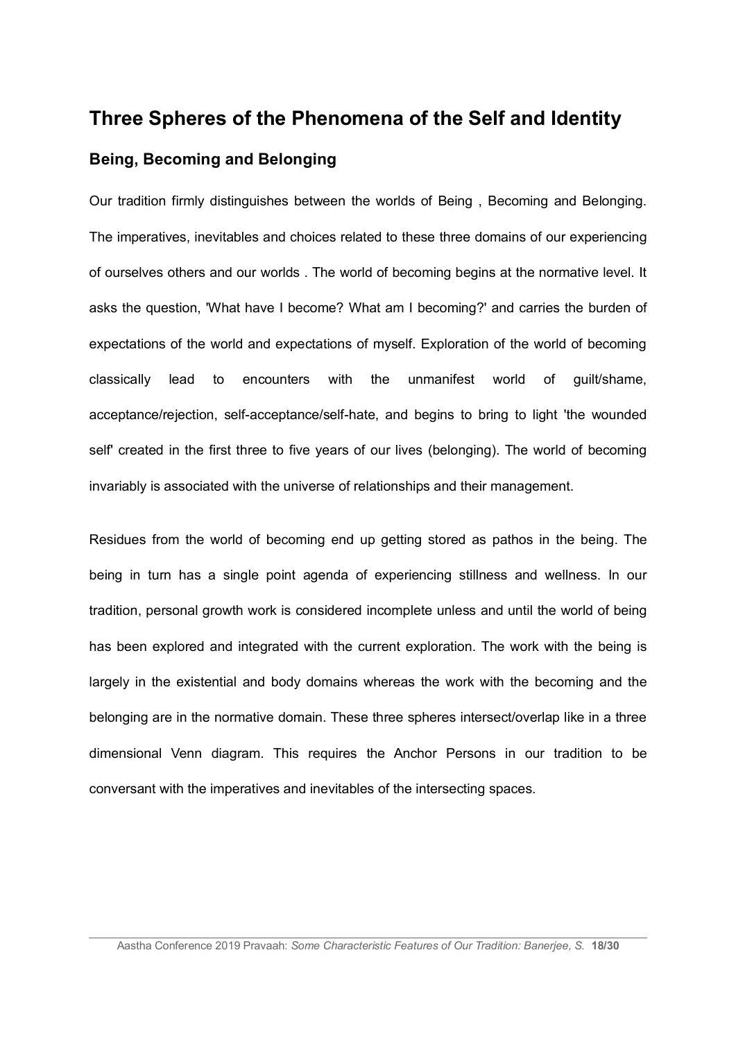## Three Spheres of the Phenomena of the Self and Identity

### Being, Becoming and Belonging

Our tradition firmly distinguishes between the worlds of Being , Becoming and Belonging. The imperatives, inevitables and choices related to these three domains of our experiencing of ourselves others and our worlds . The world of becoming begins at the normative level. It asks the question, 'What have I become? What am I becoming?' and carries the burden of expectations of the world and expectations of myself. Exploration of the world of becoming classically lead to encounters with the unmanifest world of guilt/shame, acceptance/rejection, self-acceptance/self-hate, and begins to bring to light 'the wounded self' created in the first three to five years of our lives (belonging). The world of becoming invariably is associated with the universe of relationships and their management.

Residues from the world of becoming end up getting stored as pathos in the being. The being in turn has a single point agenda of experiencing stillness and wellness. In our tradition, personal growth work is considered incomplete unless and until the world of being has been explored and integrated with the current exploration. The work with the being is largely in the existential and body domains whereas the work with the becoming and the belonging are in the normative domain. These three spheres intersect/overlap like in a three dimensional Venn diagram. This requires the Anchor Persons in our tradition to be conversant with the imperatives and inevitables of the intersecting spaces.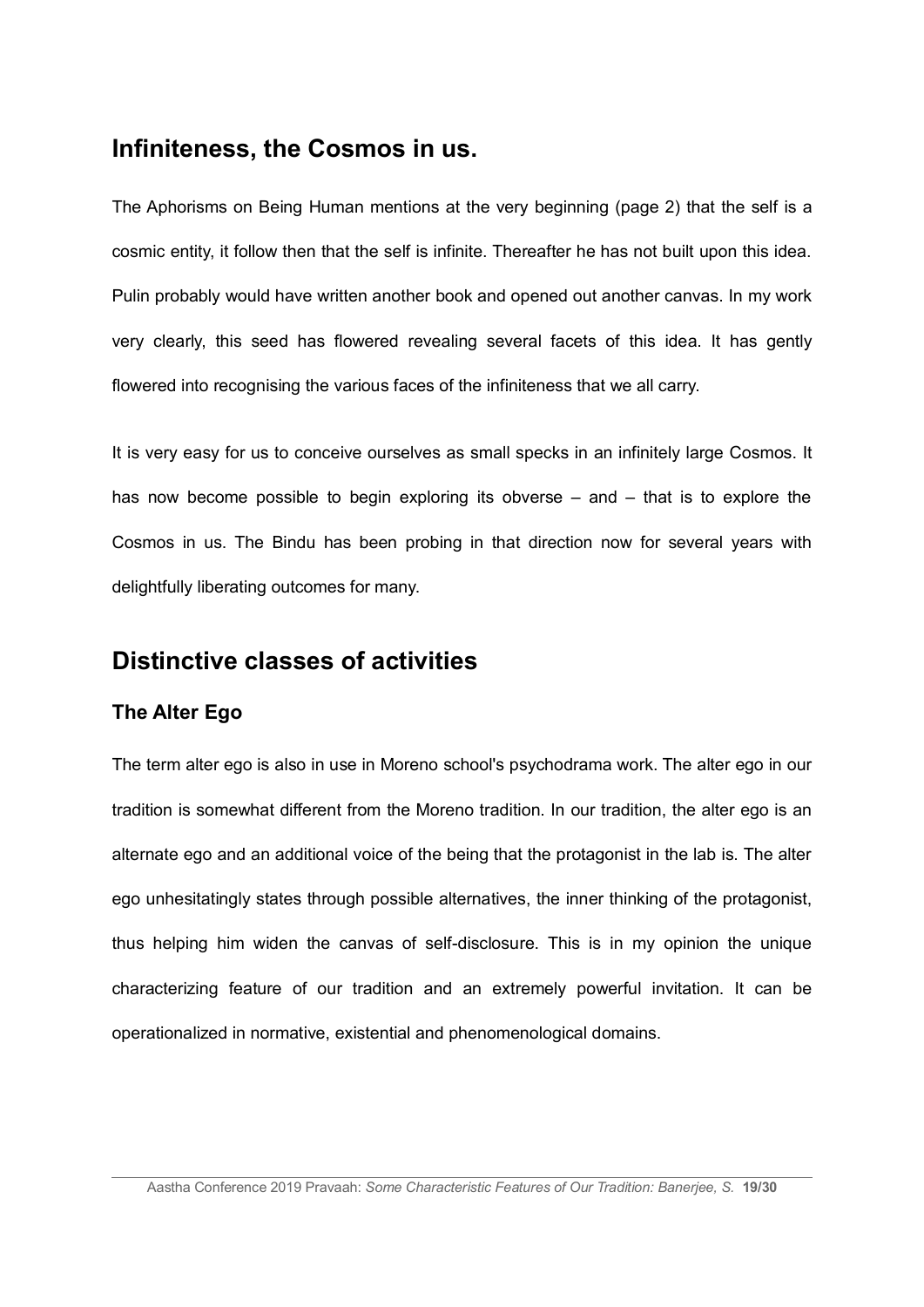## Infiniteness, the Cosmos in us.

The Aphorisms on Being Human mentions at the very beginning (page 2) that the self is a cosmic entity, it follow then that the self is infinite. Thereafter he has not built upon this idea. Pulin probably would have written another book and opened out another canvas. In my work very clearly, this seed has flowered revealing several facets of this idea. It has gently flowered into recognising the various faces of the infiniteness that we all carry.

It is very easy for us to conceive ourselves as small specks in an infinitely large Cosmos. It has now become possible to begin exploring its obverse – and – that is to explore the Cosmos in us. The Bindu has been probing in that direction now for several years with delightfully liberating outcomes for many.

## Distinctive classes of activities

### The Alter Ego

The term alter ego is also in use in Moreno school's psychodrama work. The alter ego in our tradition is somewhat different from the Moreno tradition. In our tradition, the alter ego is an alternate ego and an additional voice of the being that the protagonist in the lab is. The alter ego unhesitatingly states through possible alternatives, the inner thinking of the protagonist, thus helping him widen the canvas of self-disclosure. This is in my opinion the unique characterizing feature of our tradition and an extremely powerful invitation. It can be operationalized in normative, existential and phenomenological domains.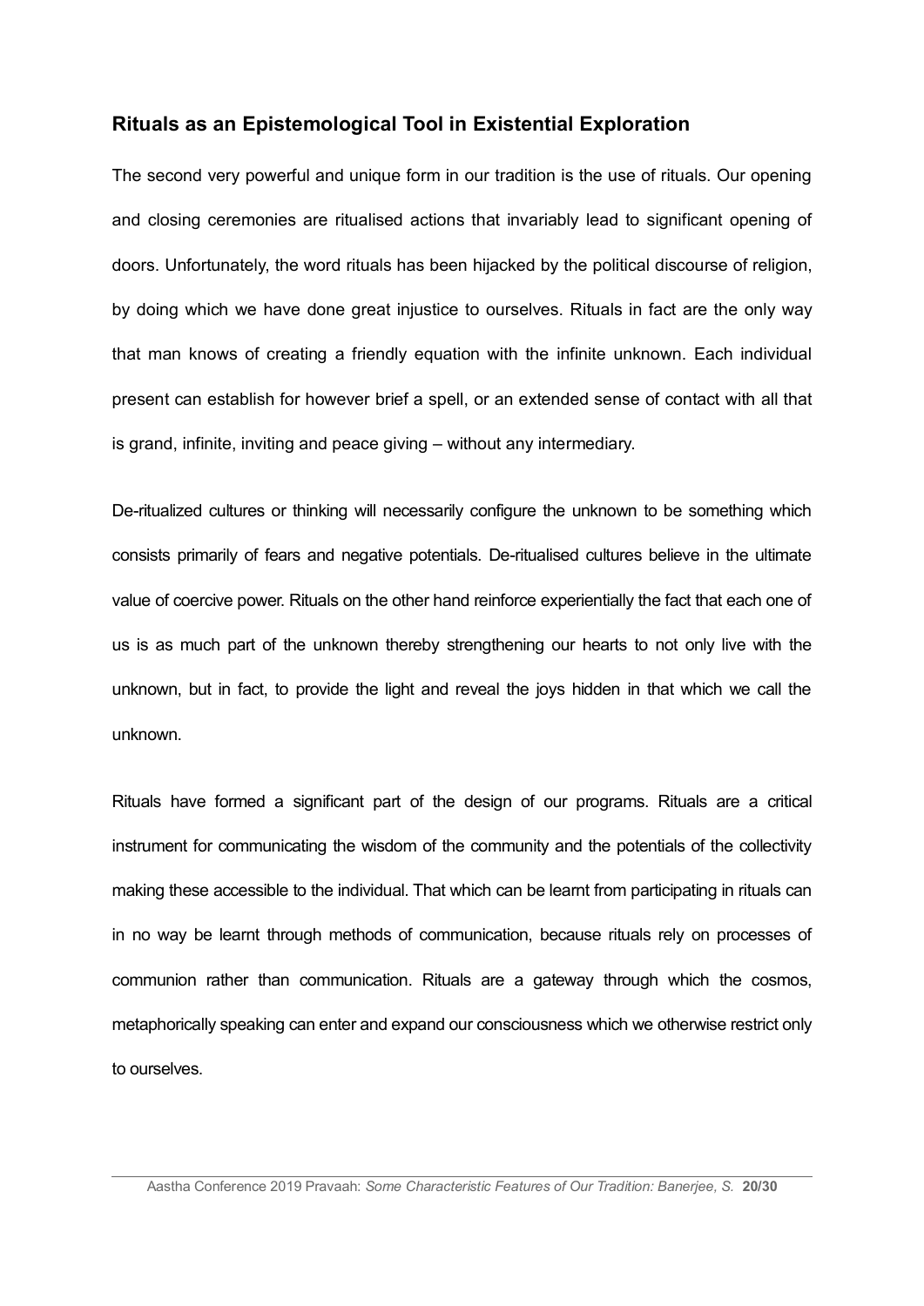## Rituals as an Epistemological Tool in Existential Exploration

The second very powerful and unique form in our tradition is the use of rituals. Our opening and closing ceremonies are ritualised actions that invariably lead to significant opening of doors. Unfortunately, the word rituals has been hijacked by the political discourse of religion, by doing which we have done great injustice to ourselves. Rituals in fact are the only way that man knows of creating a friendly equation with the infinite unknown. Each individual present can establish for however brief a spell, or an extended sense of contact with all that is grand, infinite, inviting and peace giving – without any intermediary.

De-ritualized cultures or thinking will necessarily configure the unknown to be something which consists primarily of fears and negative potentials. De-ritualised cultures believe in the ultimate value of coercive power. Rituals on the other hand reinforce experientially the fact that each one of us is as much part of the unknown thereby strengthening our hearts to not only live with the unknown, but in fact, to provide the light and reveal the joys hidden in that which we call the unknown.

Rituals have formed a significant part of the design of our programs. Rituals are a critical instrument for communicating the wisdom of the community and the potentials of the collectivity making these accessible to the individual. That which can be learnt from participating in rituals can in no way be learnt through methods of communication, because rituals rely on processes of communion rather than communication. Rituals are a gateway through which the cosmos, metaphorically speaking can enter and expand our consciousness which we otherwise restrict only to ourselves.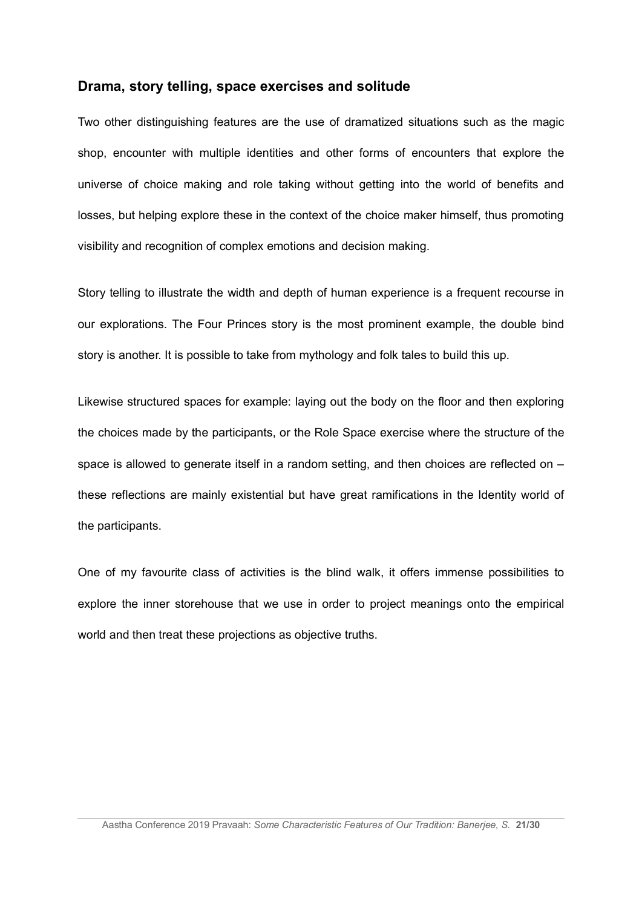## Drama, story telling, space exercises and solitude

Two other distinguishing features are the use of dramatized situations such as the magic shop, encounter with multiple identities and other forms of encounters that explore the universe of choice making and role taking without getting into the world of benefits and losses, but helping explore these in the context of the choice maker himself, thus promoting visibility and recognition of complex emotions and decision making.

Story telling to illustrate the width and depth of human experience is a frequent recourse in our explorations. The Four Princes story is the most prominent example, the double bind story is another. It is possible to take from mythology and folk tales to build this up.

Likewise structured spaces for example: laying out the body on the floor and then exploring the choices made by the participants, or the Role Space exercise where the structure of the space is allowed to generate itself in a random setting, and then choices are reflected on – these reflections are mainly existential but have great ramifications in the Identity world of the participants.

One of my favourite class of activities is the blind walk, it offers immense possibilities to explore the inner storehouse that we use in order to project meanings onto the empirical world and then treat these projections as objective truths.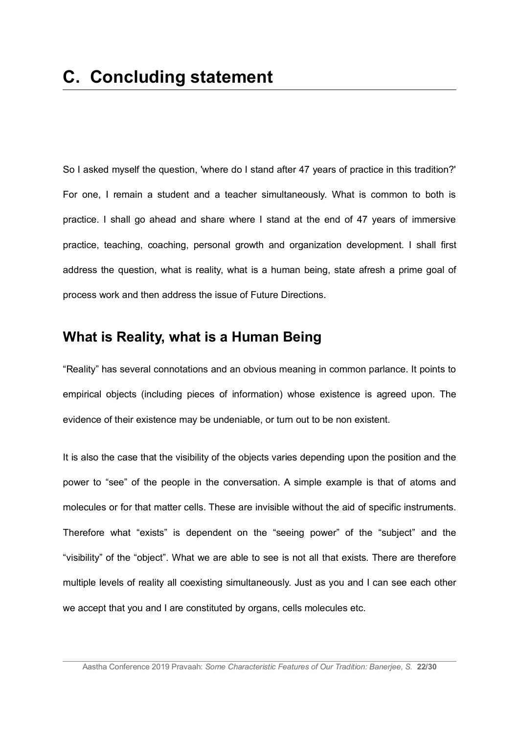# C. Concluding statement

So I asked myself the question, 'where do I stand after 47 years of practice in this tradition?' For one, I remain a student and a teacher simultaneously. What is common to both is practice. I shall go ahead and share where I stand at the end of 47 years of immersive practice, teaching, coaching, personal growth and organization development. I shall first address the question, what is reality, what is a human being, state afresh a prime goal of process work and then address the issue of Future Directions.

## What is Reality, what is a Human Being

“Reality” has several connotations and an obvious meaning in common parlance. It points to empirical objects (including pieces of information) whose existence is agreed upon. The evidence of their existence may be undeniable, or turn out to be non existent.

It is also the case that the visibility of the objects varies depending upon the position and the power to “see” of the people in the conversation. A simple example is that of atoms and molecules or for that matter cells. These are invisible without the aid of specific instruments. Therefore what “exists” is dependent on the “seeing power” of the “subject” and the “visibility” of the “object”. What we are able to see is not all that exists. There are therefore multiple levels of reality all coexisting simultaneously. Just as you and I can see each other we accept that you and I are constituted by organs, cells molecules etc.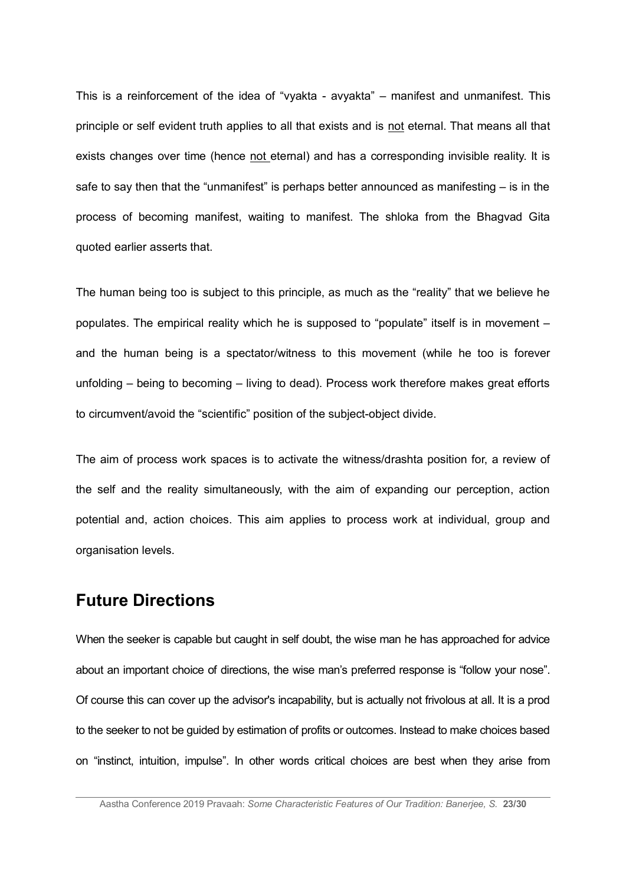This is a reinforcement of the idea of "vyakta - avyakta" – manifest and unmanifest. This principle or self evident truth applies to all that exists and is not eternal. That means all that exists changes over time (hence not eternal) and has a corresponding invisible reality. It is safe to say then that the "unmanifest" is perhaps better announced as manifesting – is in the process of becoming manifest, waiting to manifest. The shloka from the Bhagvad Gita quoted earlier asserts that.

The human being too is subject to this principle, as much as the "reality" that we believe he populates. The empirical reality which he is supposed to "populate" itself is in movement – and the human being is a spectator/witness to this movement (while he too is forever unfolding – being to becoming – living to dead). Process work therefore makes great efforts to circumvent/avoid the "scientific" position of the subject-object divide.

The aim of process work spaces is to activate the witness/drashta position for, a review of the self and the reality simultaneously, with the aim of expanding our perception, action potential and, action choices. This aim applies to process work at individual, group and organisation levels.

## Future Directions

When the seeker is capable but caught in self doubt, the wise man he has approached for advice about an important choice of directions, the wise man's preferred response is "follow your nose". Of course this can cover up the advisor's incapability, but is actually not frivolous at all. It is a prod to the seeker to not be guided by estimation of profits or outcomes. Instead to make choices based on "instinct, intuition, impulse". In other words critical choices are best when they arise from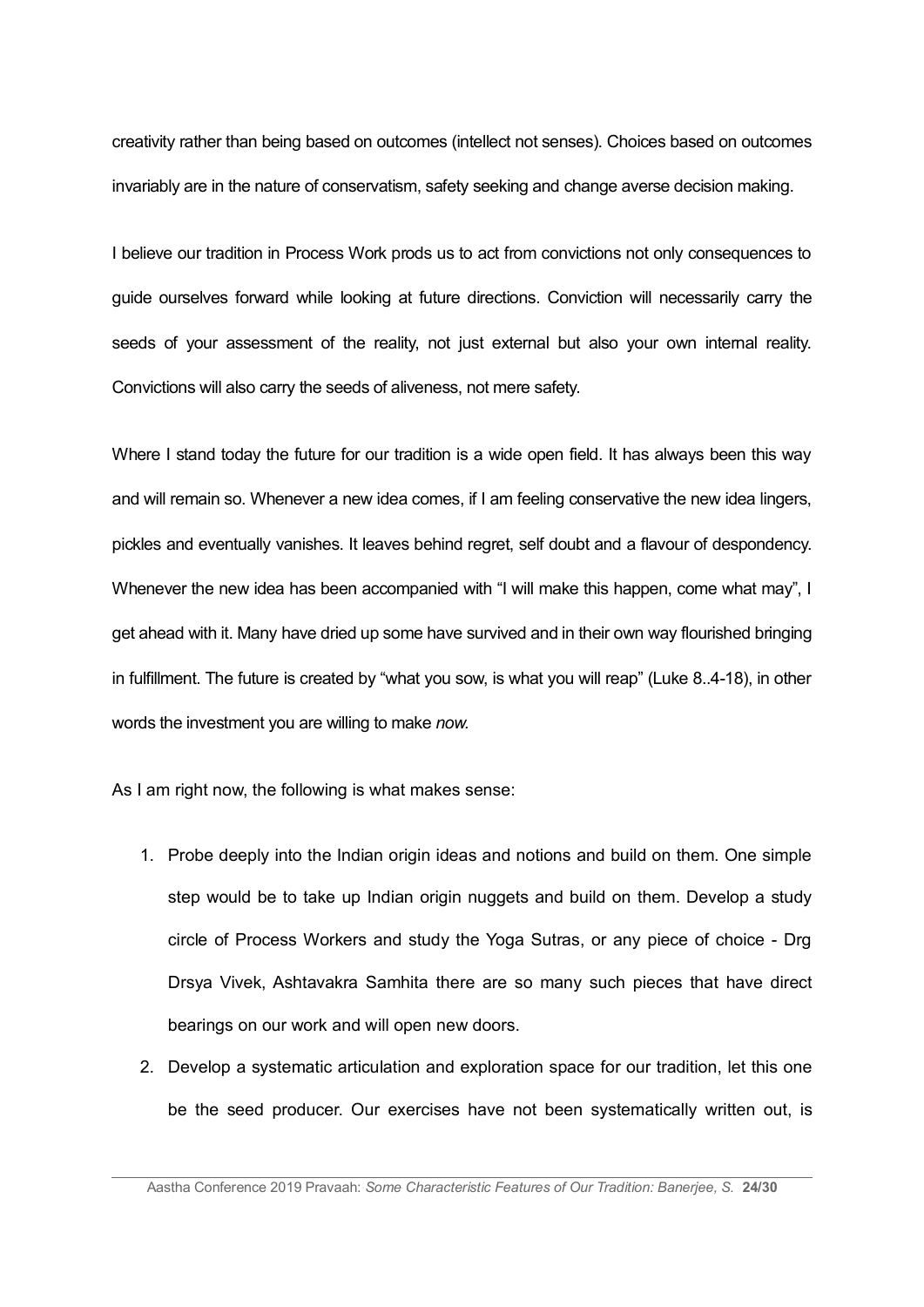creativity rather than being based on outcomes (intellect not senses). Choices based on outcomes invariably are in the nature of conservatism, safety seeking and change averse decision making.

I believe our tradition in Process Work prods us to act from convictions not only consequences to guide ourselves forward while looking at future directions. Conviction will necessarily carry the seeds of your assessment of the reality, not just external but also your own internal reality. Convictions will also carry the seeds of aliveness, not mere safety.

Where I stand today the future for our tradition is a wide open field. It has always been this way and will remain so. Whenever a new idea comes, if I am feeling conservative the new idea lingers, pickles and eventually vanishes. It leaves behind regret, self doubt and a flavour of despondency. Whenever the new idea has been accompanied with "I will make this happen, come what may", I get ahead with it. Many have dried up some have survived and in their own way flourished bringing in fulfillment. The future is created by "what you sow, is what you will reap" (Luke 8..4-18), in other words the investment you are willing to make *now.*

As I am right now, the following is what makes sense:

1. Probe deeply into the Indian origin ideas and notions and build on them. One simple step would be to take up Indian origin nuggets and build on them. Develop a study circle of Process Workers and study the Yoga Sutras, or any piece of choice - Drg Drsya Vivek, Ashtavakra Samhita there are so many such pieces that have direct bearings on our work and will open new doors.
2. Develop a systematic articulation and exploration space for our tradition, let this one be the seed producer. Our exercises have not been systematically written out, is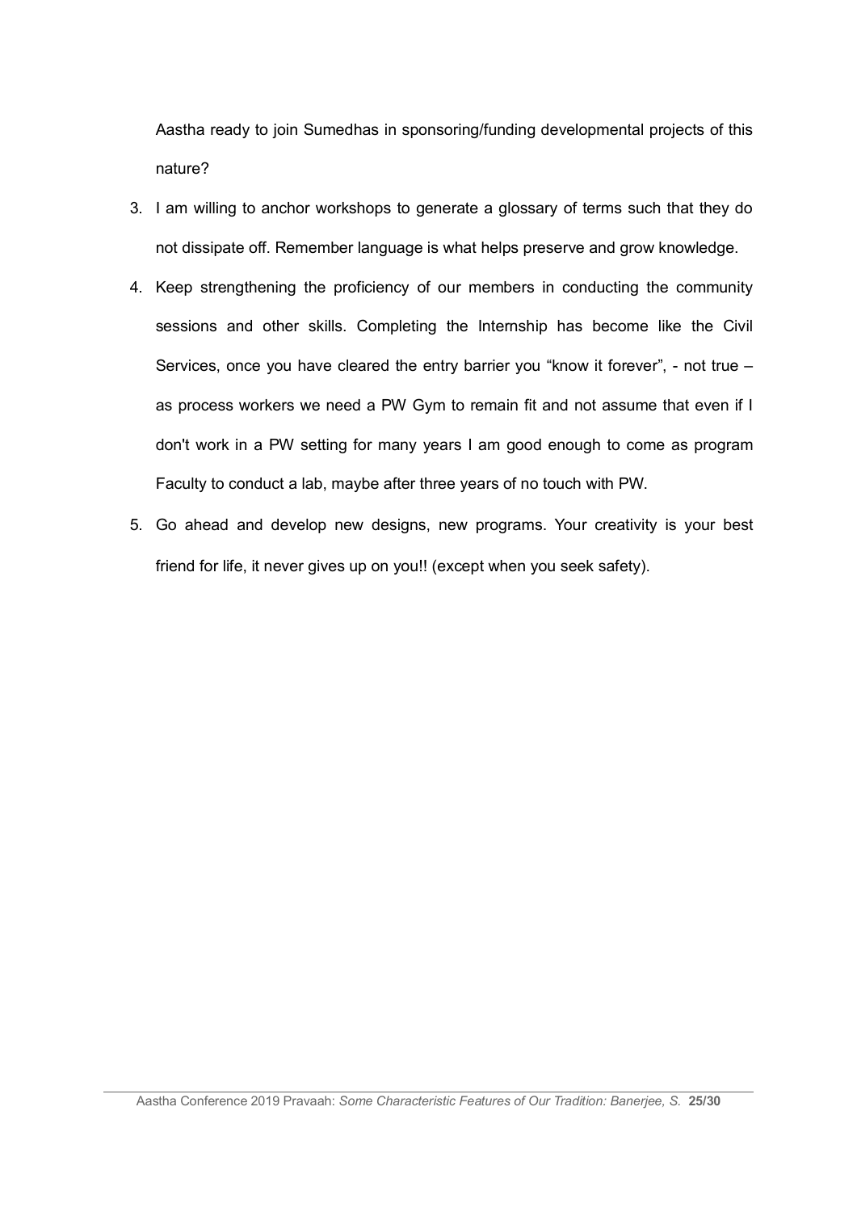Aastha ready to join Sumedhas in sponsoring/funding developmental projects of this nature?

3. I am willing to anchor workshops to generate a glossary of terms such that they do not dissipate off. Remember language is what helps preserve and grow knowledge.
4. Keep strengthening the proficiency of our members in conducting the community sessions and other skills. Completing the Internship has become like the Civil Services, once you have cleared the entry barrier you "know it forever", - not true – as process workers we need a PW Gym to remain fit and not assume that even if I don't work in a PW setting for many years I am good enough to come as program Faculty to conduct a lab, maybe after three years of no touch with PW.
5. Go ahead and develop new designs, new programs. Your creativity is your best friend for life, it never gives up on you!! (except when you seek safety).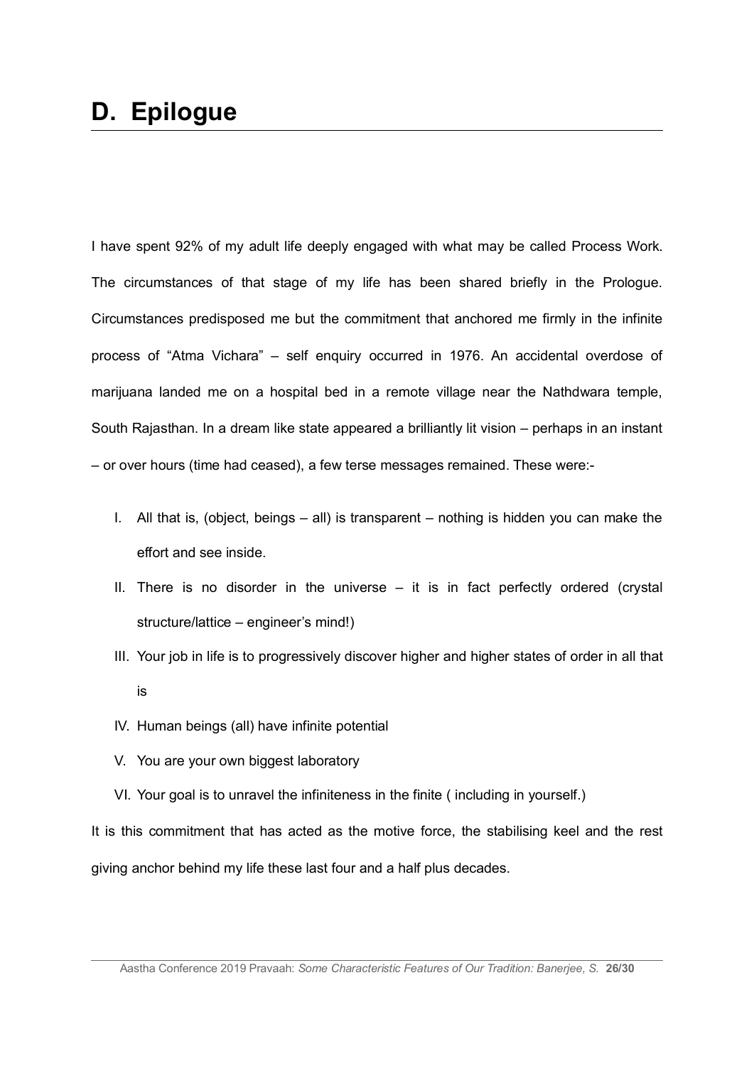# D. Epilogue

I have spent 92% of my adult life deeply engaged with what may be called Process Work. The circumstances of that stage of my life has been shared briefly in the Prologue. Circumstances predisposed me but the commitment that anchored me firmly in the infinite process of "Atma Vichara" – self enquiry occurred in 1976. An accidental overdose of marijuana landed me on a hospital bed in a remote village near the Nathdwara temple, South Rajasthan. In a dream like state appeared a brilliantly lit vision – perhaps in an instant – or over hours (time had ceased), a few terse messages remained. These were:-

I. All that is, (object, beings – all) is transparent – nothing is hidden you can make the effort and see inside.
II. There is no disorder in the universe – it is in fact perfectly ordered (crystal structure/lattice – engineer's mind!)
III. Your job in life is to progressively discover higher and higher states of order in all that is
IV. Human beings (all) have infinite potential
V. You are your own biggest laboratory
VI. Your goal is to unravel the infiniteness in the finite ( including in yourself.)

It is this commitment that has acted as the motive force, the stabilising keel and the rest giving anchor behind my life these last four and a half plus decades.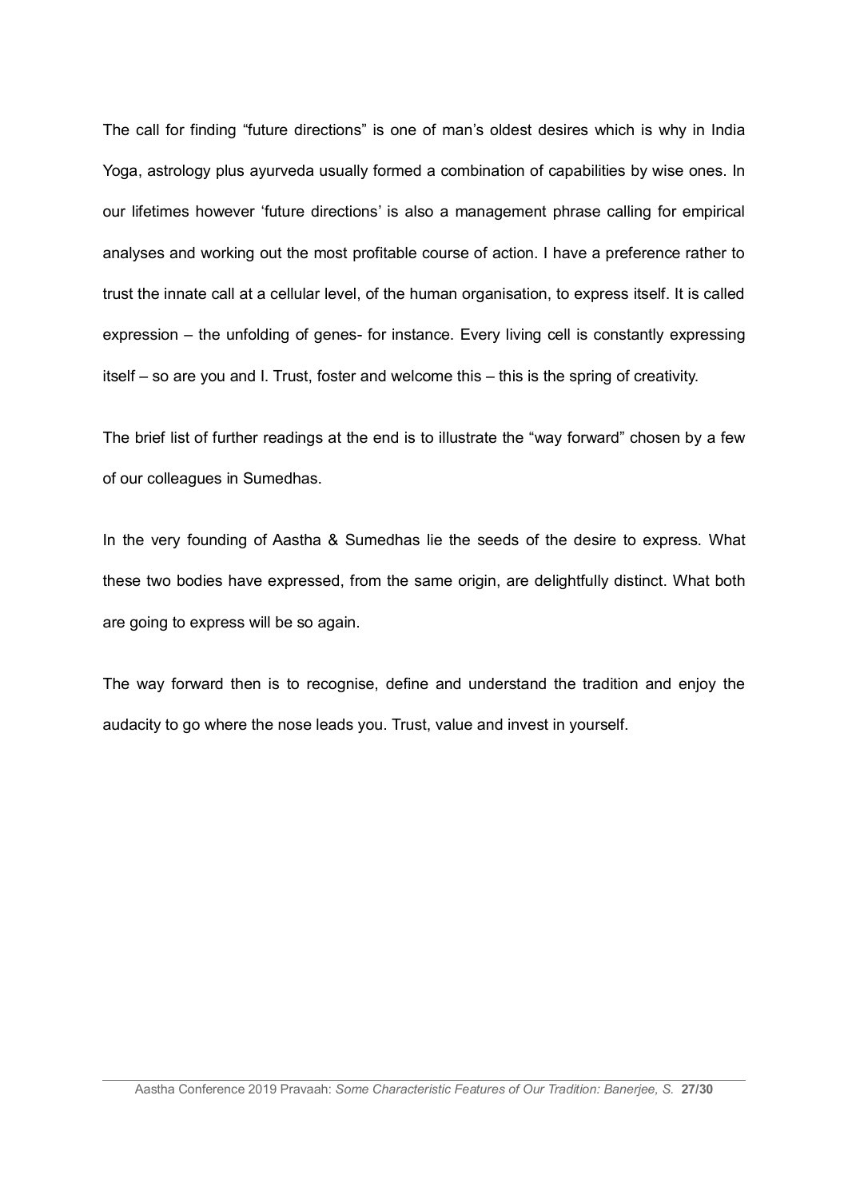The call for finding “future directions” is one of man’s oldest desires which is why in India Yoga, astrology plus ayurveda usually formed a combination of capabilities by wise ones. In our lifetimes however ‘future directions’ is also a management phrase calling for empirical analyses and working out the most profitable course of action. I have a preference rather to trust the innate call at a cellular level, of the human organisation, to express itself. It is called expression – the unfolding of genes- for instance. Every living cell is constantly expressing itself – so are you and I. Trust, foster and welcome this – this is the spring of creativity.

The brief list of further readings at the end is to illustrate the “way forward” chosen by a few of our colleagues in Sumedhas.

In the very founding of Aastha & Sumedhas lie the seeds of the desire to express. What these two bodies have expressed, from the same origin, are delightfully distinct. What both are going to express will be so again.

The way forward then is to recognise, define and understand the tradition and enjoy the audacity to go where the nose leads you. Trust, value and invest in yourself.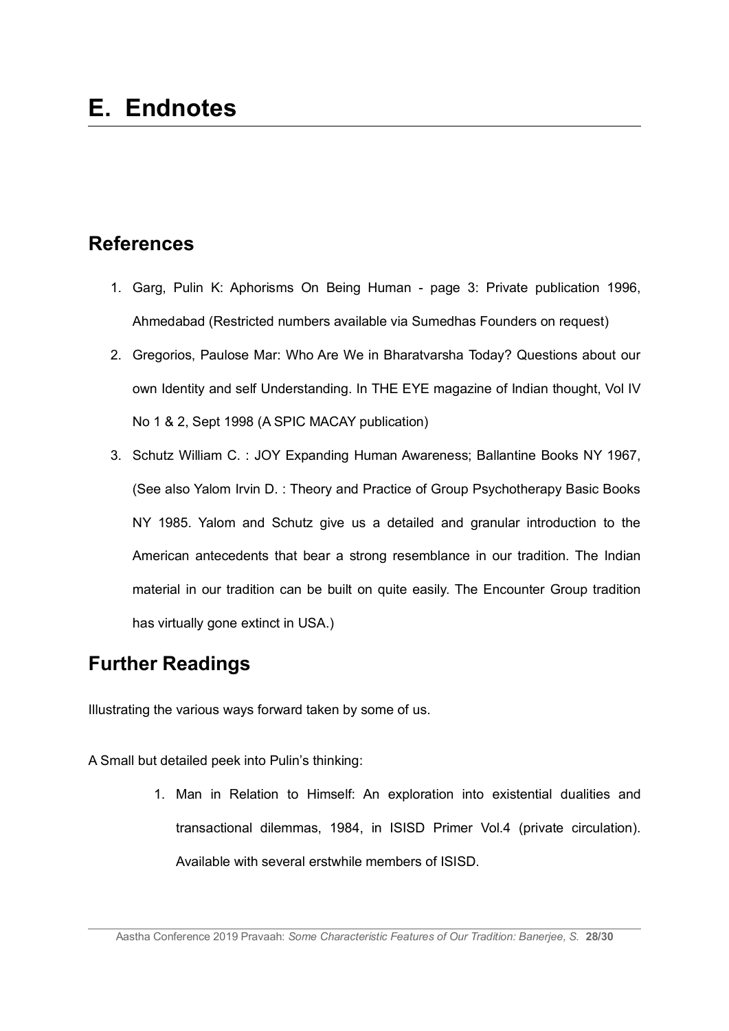# E. Endnotes

## References

1. Garg, Pulin K: Aphorisms On Being Human - page 3: Private publication 1996, Ahmedabad (Restricted numbers available via Sumedhas Founders on request)
2. Gregorios, Paulose Mar: Who Are We in Bharatvarsha Today? Questions about our own Identity and self Understanding. In THE EYE magazine of Indian thought, Vol IV No 1 & 2, Sept 1998 (A SPIC MACAY publication)
3. Schutz William C. : JOY Expanding Human Awareness; Ballantine Books NY 1967, (See also Yalom Irvin D. : Theory and Practice of Group Psychotherapy Basic Books NY 1985. Yalom and Schutz give us a detailed and granular introduction to the American antecedents that bear a strong resemblance in our tradition. The Indian material in our tradition can be built on quite easily. The Encounter Group tradition has virtually gone extinct in USA.)

## Further Readings

Illustrating the various ways forward taken by some of us.

A Small but detailed peek into Pulin's thinking:

1. Man in Relation to Himself: An exploration into existential dualities and transactional dilemmas, 1984, in ISISD Primer Vol.4 (private circulation). Available with several erstwhile members of ISISD.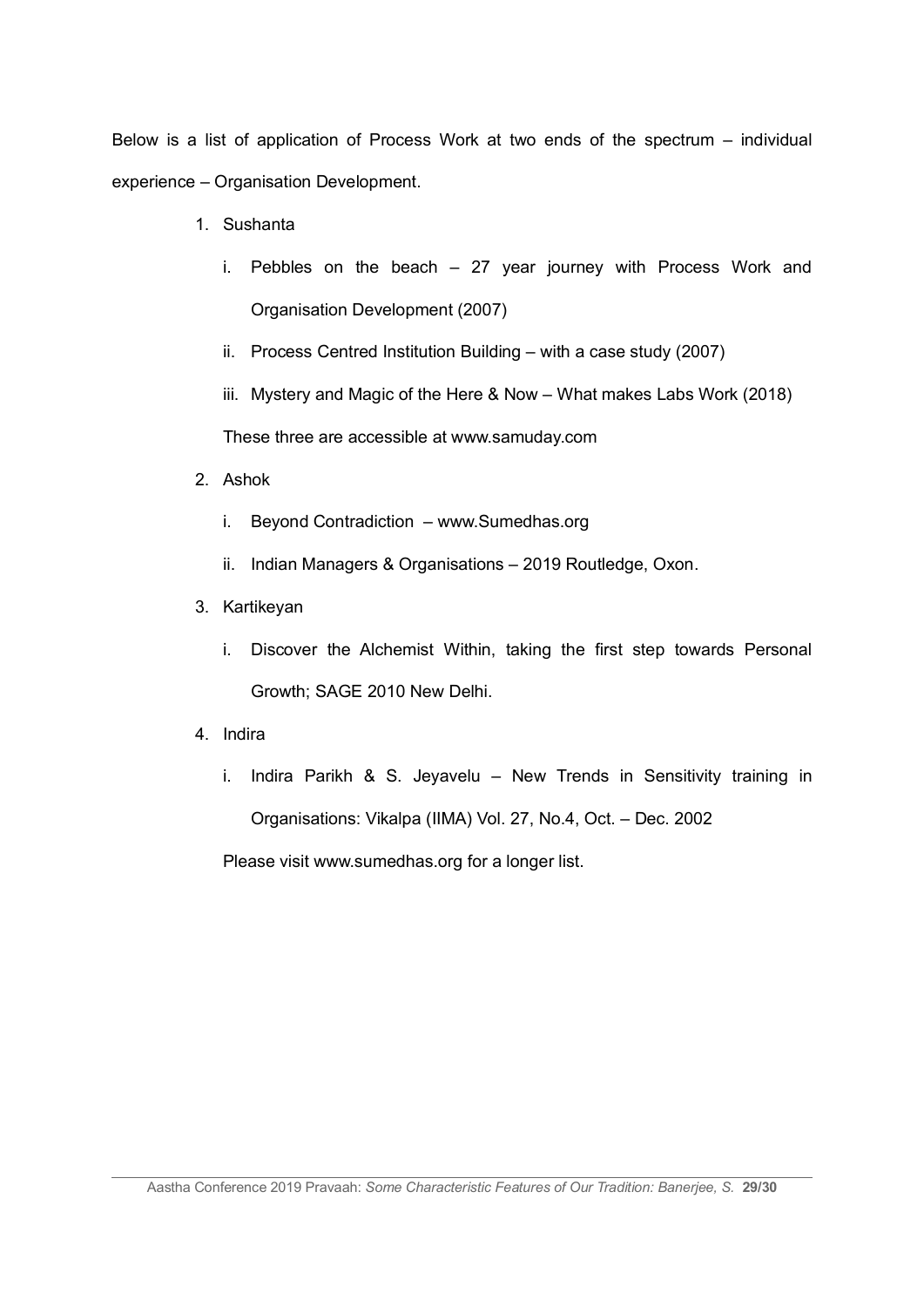Below is a list of application of Process Work at two ends of the spectrum – individual experience – Organisation Development.

1. Sushanta
   i. Pebbles on the beach – 27 year journey with Process Work and Organisation Development (2007)
   ii. Process Centred Institution Building – with a case study (2007)
   iii. Mystery and Magic of the Here & Now – What makes Labs Work (2018)

   These three are accessible at www.samuday.com
2. Ashok
   i. Beyond Contradiction – www.Sumedhas.org
   ii. Indian Managers & Organisations – 2019 Routledge, Oxon.
3. Kartikeyan
   i. Discover the Alchemist Within, taking the first step towards Personal Growth; SAGE 2010 New Delhi.
4. Indira
   i. Indira Parikh & S. Jeyavelu – New Trends in Sensitivity training in Organisations: Vikalpa (IIMA) Vol. 27, No.4, Oct. – Dec. 2002

   Please visit www.sumedhas.org for a longer list.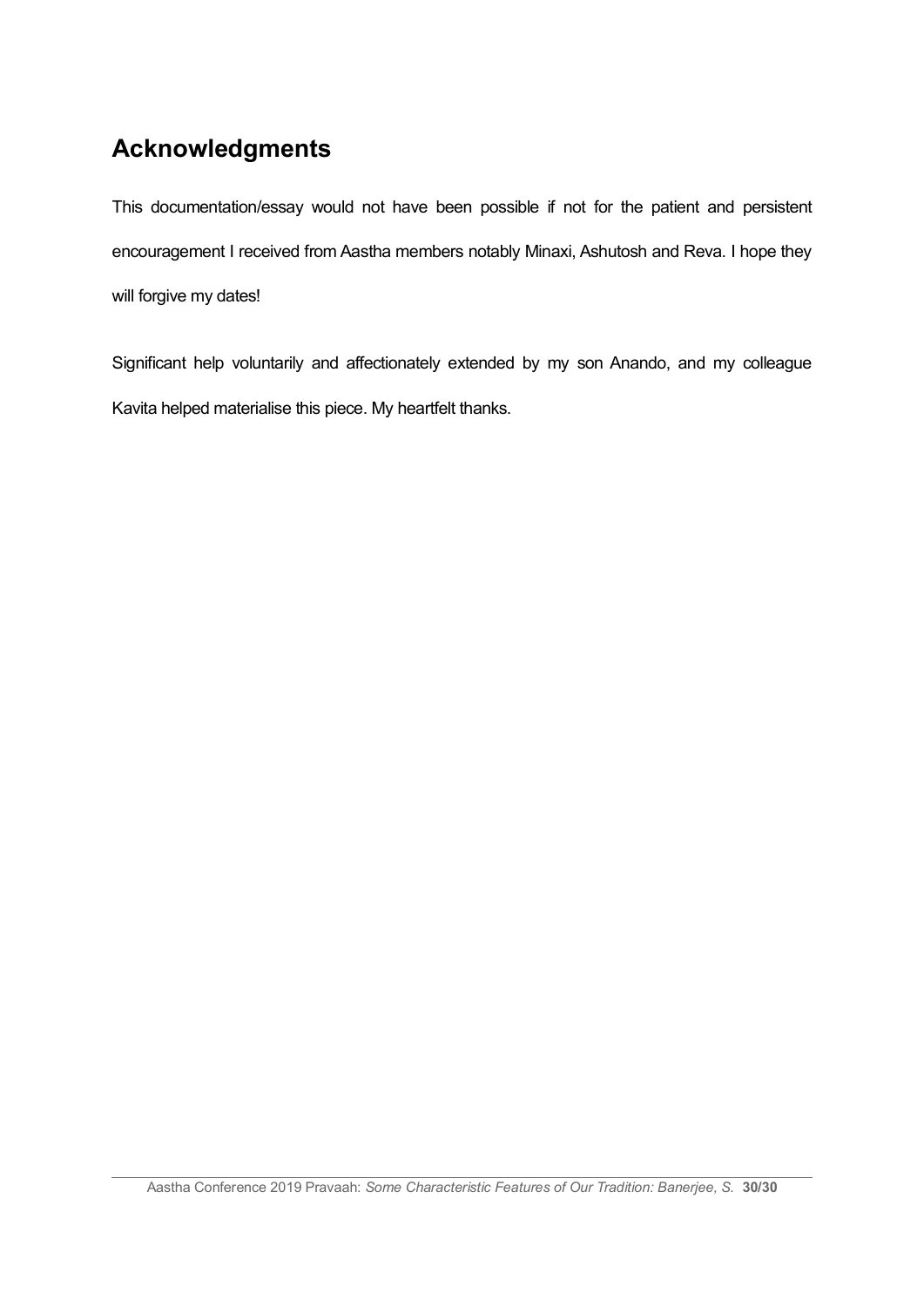## Acknowledgments

This documentation/essay would not have been possible if not for the patient and persistent encouragement I received from Aastha members notably Minaxi, Ashutosh and Reva. I hope they will forgive my dates!

Significant help voluntarily and affectionately extended by my son Anando, and my colleague Kavita helped materialise this piece. My heartfelt thanks.